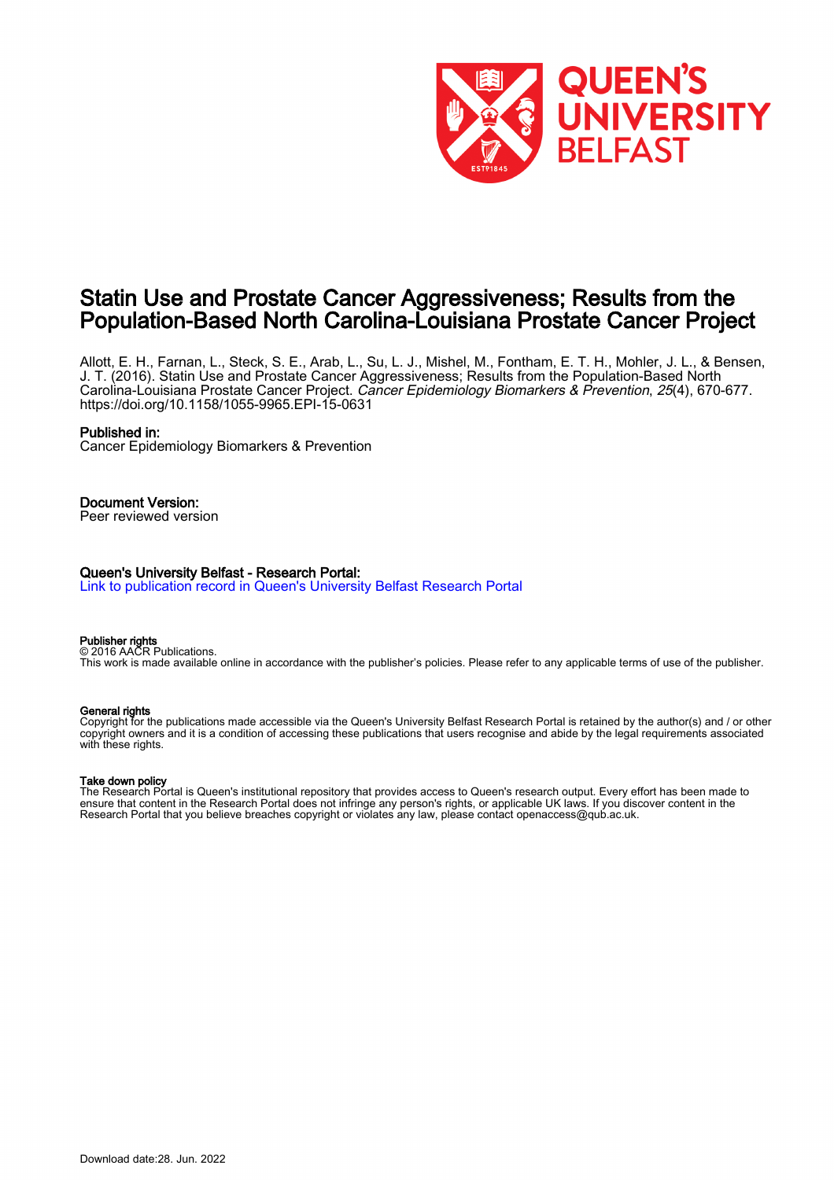# Statin Use and Prostate Cancer Aggressiveness; Results from the Population-Based North Carolina-Louisiana Prostate Cancer Project

Allott, E. H., Farnan, L., Steck, S. E., Arab, L., Su, L. J., Mishel, M., Fontham, E. T. H., Mohler, J. L., & Bensen, J. T. (2016). Statin Use and Prostate Cancer Aggressiveness; Results from the Population-Based North Carolina-Louisiana Prostate Cancer Project. *Cancer Epidemiology Biomarkers & Prevention*, *25*(4), 670-677. https://doi.org/10.1158/1055-9965.EPI-15-0631

**Published in:**
Cancer Epidemiology Biomarkers & Prevention

**Document Version:**
Peer reviewed version

**Queen's University Belfast - Research Portal:**
Link to publication record in Queen's University Belfast Research Portal

**Publisher rights**
© 2016 AACR Publications.
This work is made available online in accordance with the publisher's policies. Please refer to any applicable terms of use of the publisher.

**General rights**
Copyright for the publications made accessible via the Queen's University Belfast Research Portal is retained by the author(s) and / or other copyright owners and it is a condition of accessing these publications that users recognise and abide by the legal requirements associated with these rights.

**Take down policy**
The Research Portal is Queen's institutional repository that provides access to Queen's research output. Every effort has been made to ensure that content in the Research Portal does not infringe any person's rights, or applicable UK laws. If you discover content in the Research Portal that you believe breaches copyright or violates any law, please contact openaccess@qub.ac.uk.

Download date:28. Jun. 2022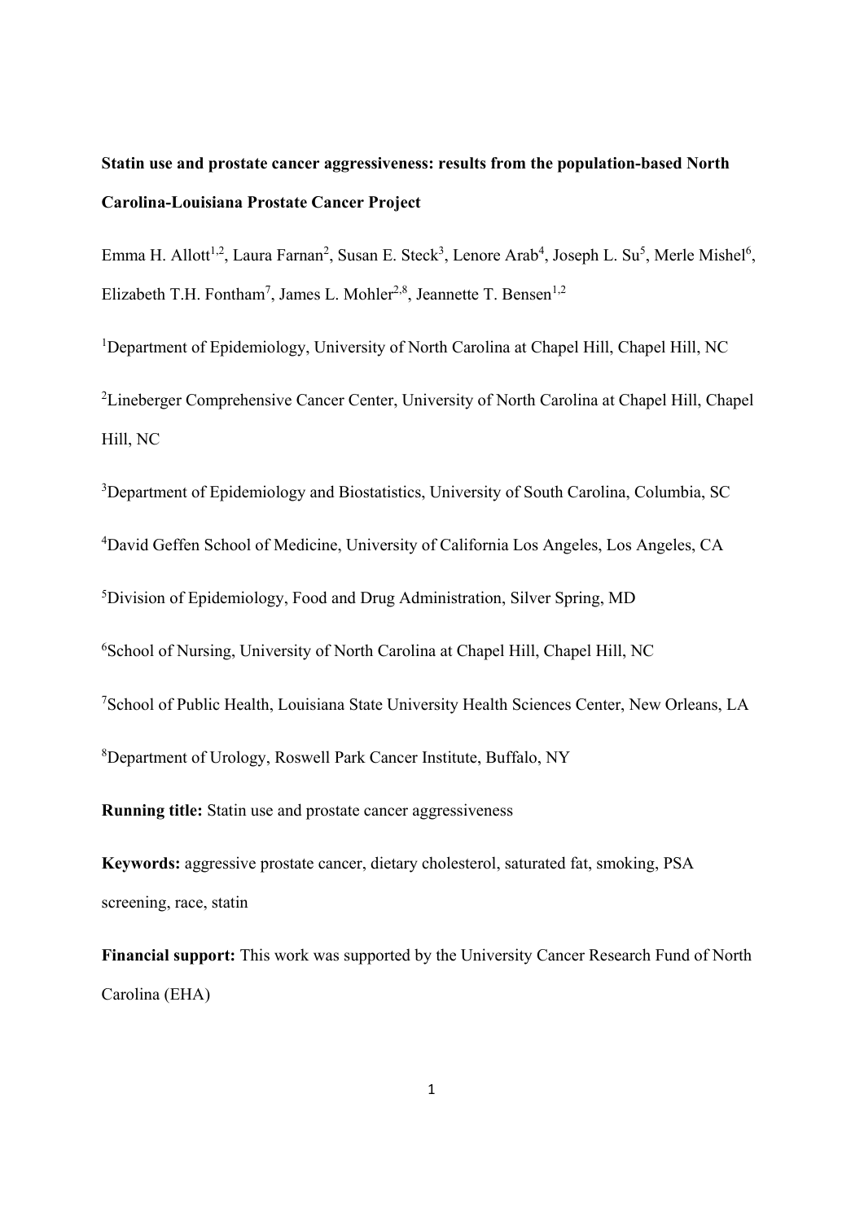**Statin use and prostate cancer aggressiveness: results from the population-based North Carolina-Louisiana Prostate Cancer Project**

Emma H. Allott[1,2], Laura Farnan[2], Susan E. Steck[3], Lenore Arab[4], Joseph L. Su[5], Merle Mishel[6], Elizabeth T.H. Fontham[7], James L. Mohler[2,8], Jeannette T. Bensen[1,2]

[1]Department of Epidemiology, University of North Carolina at Chapel Hill, Chapel Hill, NC

[2]Lineberger Comprehensive Cancer Center, University of North Carolina at Chapel Hill, Chapel Hill, NC

[3]Department of Epidemiology and Biostatistics, University of South Carolina, Columbia, SC

[4]David Geffen School of Medicine, University of California Los Angeles, Los Angeles, CA

[5]Division of Epidemiology, Food and Drug Administration, Silver Spring, MD

[6]School of Nursing, University of North Carolina at Chapel Hill, Chapel Hill, NC

[7]School of Public Health, Louisiana State University Health Sciences Center, New Orleans, LA

[8]Department of Urology, Roswell Park Cancer Institute, Buffalo, NY

**Running title:** Statin use and prostate cancer aggressiveness

**Keywords:** aggressive prostate cancer, dietary cholesterol, saturated fat, smoking, PSA screening, race, statin

**Financial support:** This work was supported by the University Cancer Research Fund of North Carolina (EHA)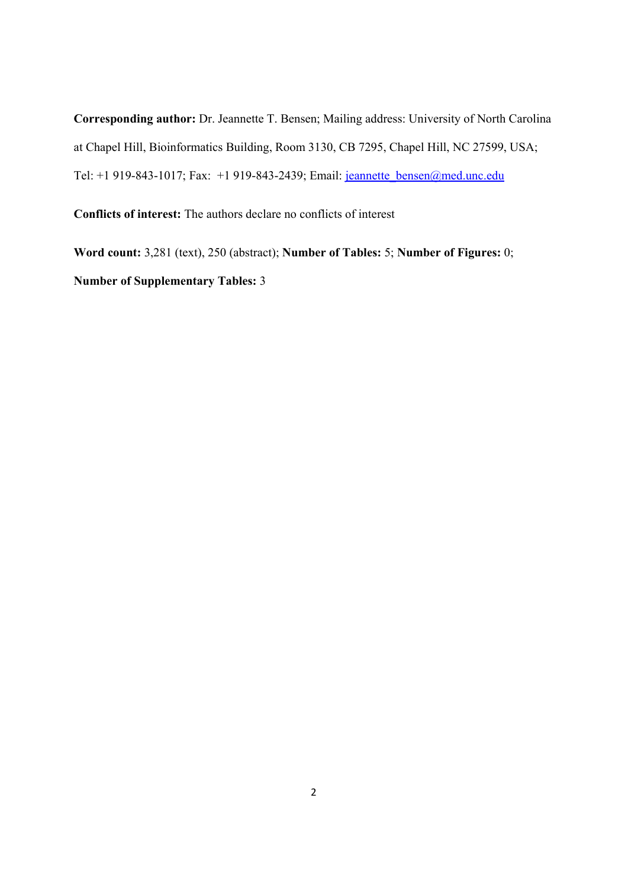**Corresponding author:** Dr. Jeannette T. Bensen; Mailing address: University of North Carolina at Chapel Hill, Bioinformatics Building, Room 3130, CB 7295, Chapel Hill, NC 27599, USA; Tel: +1 919-843-1017; Fax: +1 919-843-2439; Email: jeannette_bensen@med.unc.edu

**Conflicts of interest:** The authors declare no conflicts of interest

**Word count:** 3,281 (text), 250 (abstract); **Number of Tables:** 5; **Number of Figures:** 0; **Number of Supplementary Tables:** 3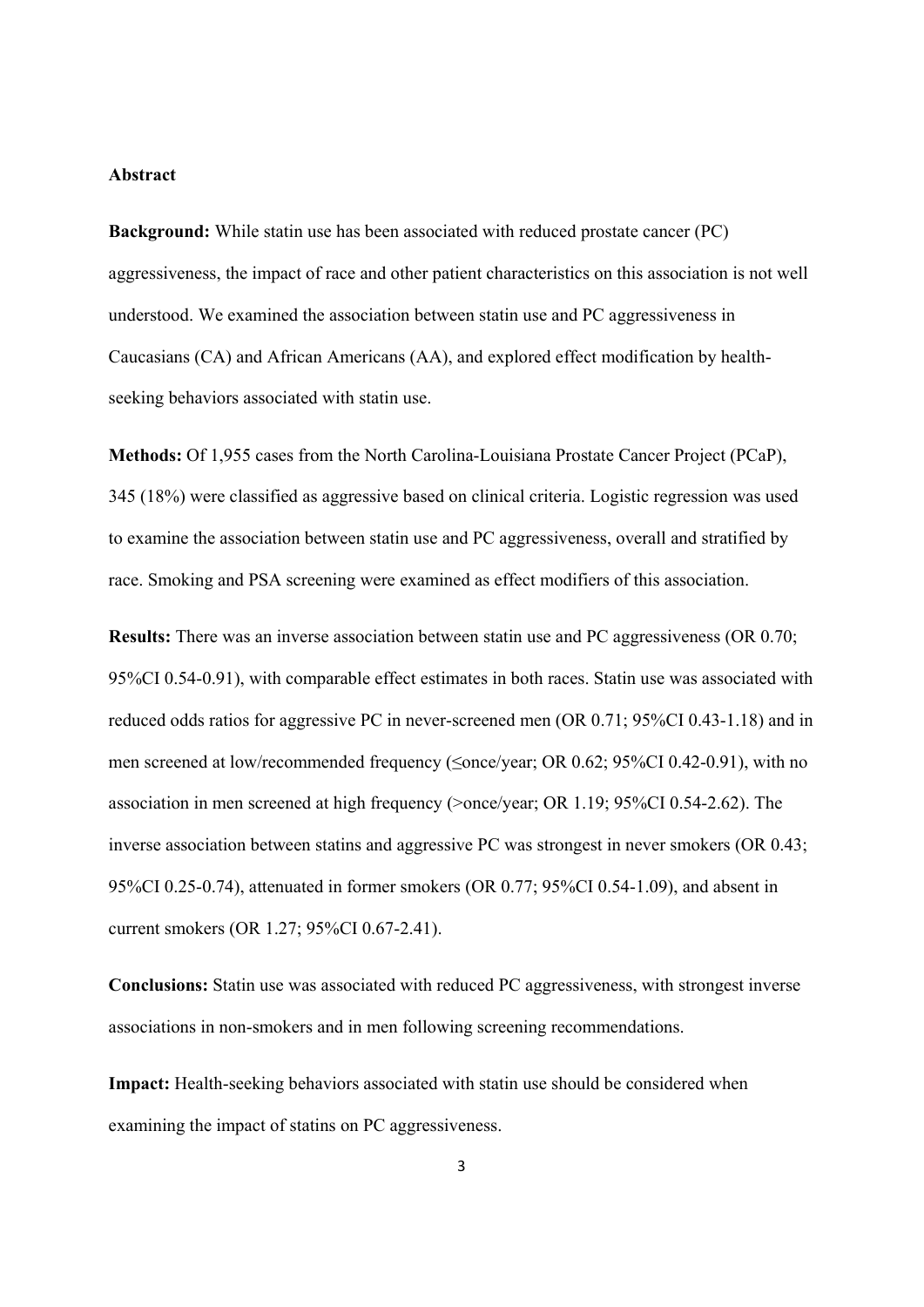**Abstract**

**Background:** While statin use has been associated with reduced prostate cancer (PC) aggressiveness, the impact of race and other patient characteristics on this association is not well understood. We examined the association between statin use and PC aggressiveness in Caucasians (CA) and African Americans (AA), and explored effect modification by health-seeking behaviors associated with statin use.

**Methods:** Of 1,955 cases from the North Carolina-Louisiana Prostate Cancer Project (PCaP), 345 (18%) were classified as aggressive based on clinical criteria. Logistic regression was used to examine the association between statin use and PC aggressiveness, overall and stratified by race. Smoking and PSA screening were examined as effect modifiers of this association.

**Results:** There was an inverse association between statin use and PC aggressiveness (OR 0.70; 95%CI 0.54-0.91), with comparable effect estimates in both races. Statin use was associated with reduced odds ratios for aggressive PC in never-screened men (OR 0.71; 95%CI 0.43-1.18) and in men screened at low/recommended frequency (≤once/year; OR 0.62; 95%CI 0.42-0.91), with no association in men screened at high frequency (>once/year; OR 1.19; 95%CI 0.54-2.62). The inverse association between statins and aggressive PC was strongest in never smokers (OR 0.43; 95%CI 0.25-0.74), attenuated in former smokers (OR 0.77; 95%CI 0.54-1.09), and absent in current smokers (OR 1.27; 95%CI 0.67-2.41).

**Conclusions:** Statin use was associated with reduced PC aggressiveness, with strongest inverse associations in non-smokers and in men following screening recommendations.

**Impact:** Health-seeking behaviors associated with statin use should be considered when examining the impact of statins on PC aggressiveness.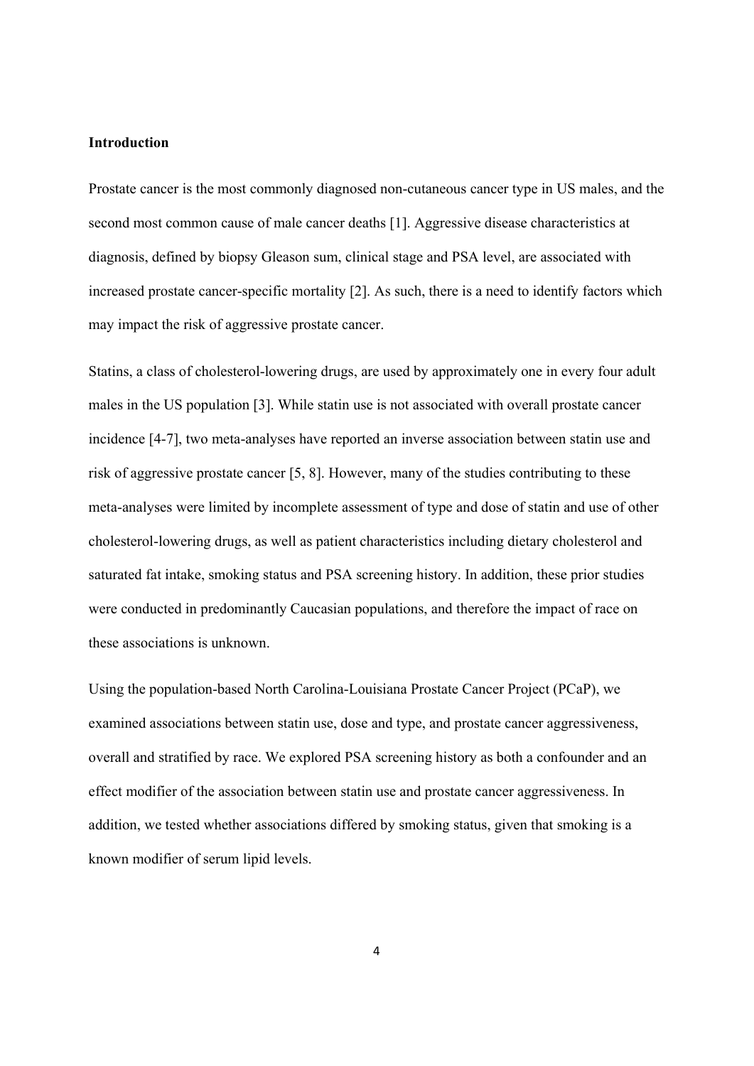## Introduction

Prostate cancer is the most commonly diagnosed non-cutaneous cancer type in US males, and the second most common cause of male cancer deaths [1]. Aggressive disease characteristics at diagnosis, defined by biopsy Gleason sum, clinical stage and PSA level, are associated with increased prostate cancer-specific mortality [2]. As such, there is a need to identify factors which may impact the risk of aggressive prostate cancer.

Statins, a class of cholesterol-lowering drugs, are used by approximately one in every four adult males in the US population [3]. While statin use is not associated with overall prostate cancer incidence [4-7], two meta-analyses have reported an inverse association between statin use and risk of aggressive prostate cancer [5, 8]. However, many of the studies contributing to these meta-analyses were limited by incomplete assessment of type and dose of statin and use of other cholesterol-lowering drugs, as well as patient characteristics including dietary cholesterol and saturated fat intake, smoking status and PSA screening history. In addition, these prior studies were conducted in predominantly Caucasian populations, and therefore the impact of race on these associations is unknown.

Using the population-based North Carolina-Louisiana Prostate Cancer Project (PCaP), we examined associations between statin use, dose and type, and prostate cancer aggressiveness, overall and stratified by race. We explored PSA screening history as both a confounder and an effect modifier of the association between statin use and prostate cancer aggressiveness. In addition, we tested whether associations differed by smoking status, given that smoking is a known modifier of serum lipid levels.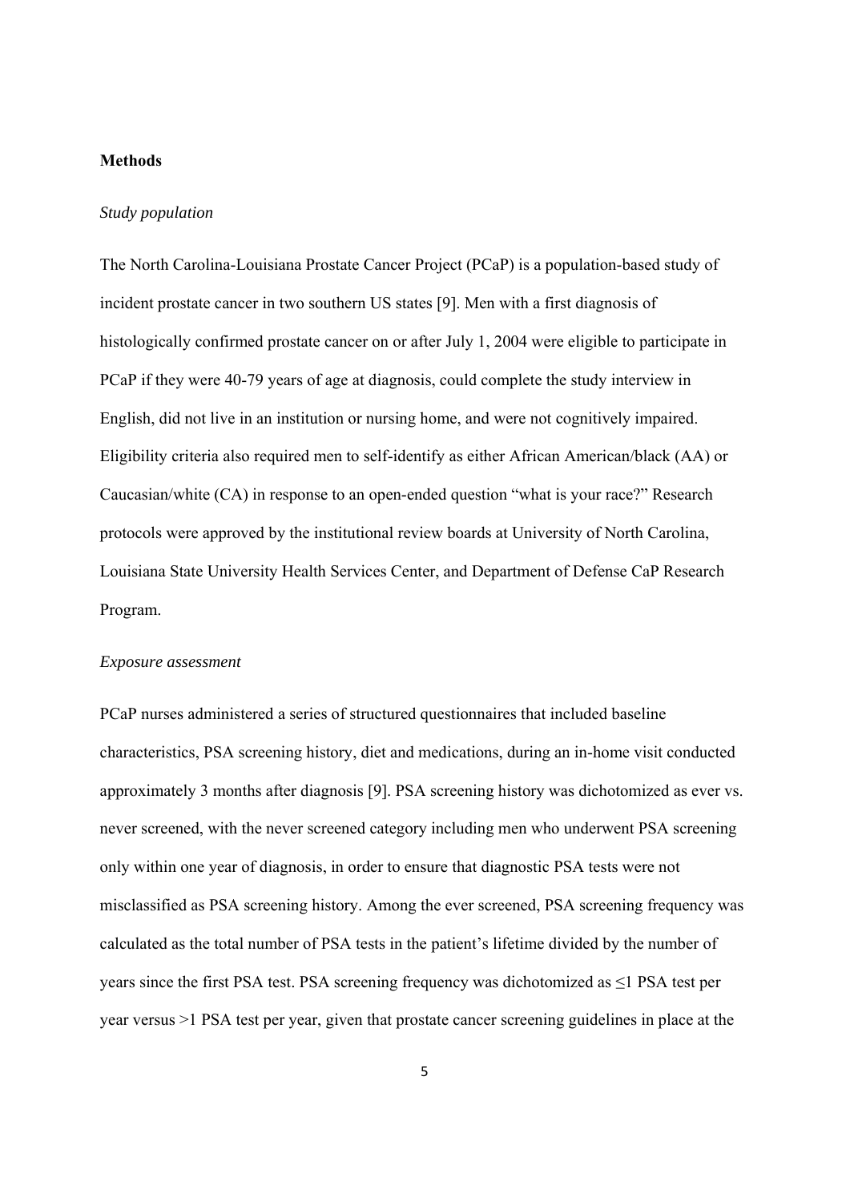## Methods

### *Study population*

The North Carolina-Louisiana Prostate Cancer Project (PCaP) is a population-based study of incident prostate cancer in two southern US states [9]. Men with a first diagnosis of histologically confirmed prostate cancer on or after July 1, 2004 were eligible to participate in PCaP if they were 40-79 years of age at diagnosis, could complete the study interview in English, did not live in an institution or nursing home, and were not cognitively impaired. Eligibility criteria also required men to self-identify as either African American/black (AA) or Caucasian/white (CA) in response to an open-ended question "what is your race?" Research protocols were approved by the institutional review boards at University of North Carolina, Louisiana State University Health Services Center, and Department of Defense CaP Research Program.

### *Exposure assessment*

PCaP nurses administered a series of structured questionnaires that included baseline characteristics, PSA screening history, diet and medications, during an in-home visit conducted approximately 3 months after diagnosis [9]. PSA screening history was dichotomized as ever vs. never screened, with the never screened category including men who underwent PSA screening only within one year of diagnosis, in order to ensure that diagnostic PSA tests were not misclassified as PSA screening history. Among the ever screened, PSA screening frequency was calculated as the total number of PSA tests in the patient's lifetime divided by the number of years since the first PSA test. PSA screening frequency was dichotomized as ≤1 PSA test per year versus >1 PSA test per year, given that prostate cancer screening guidelines in place at the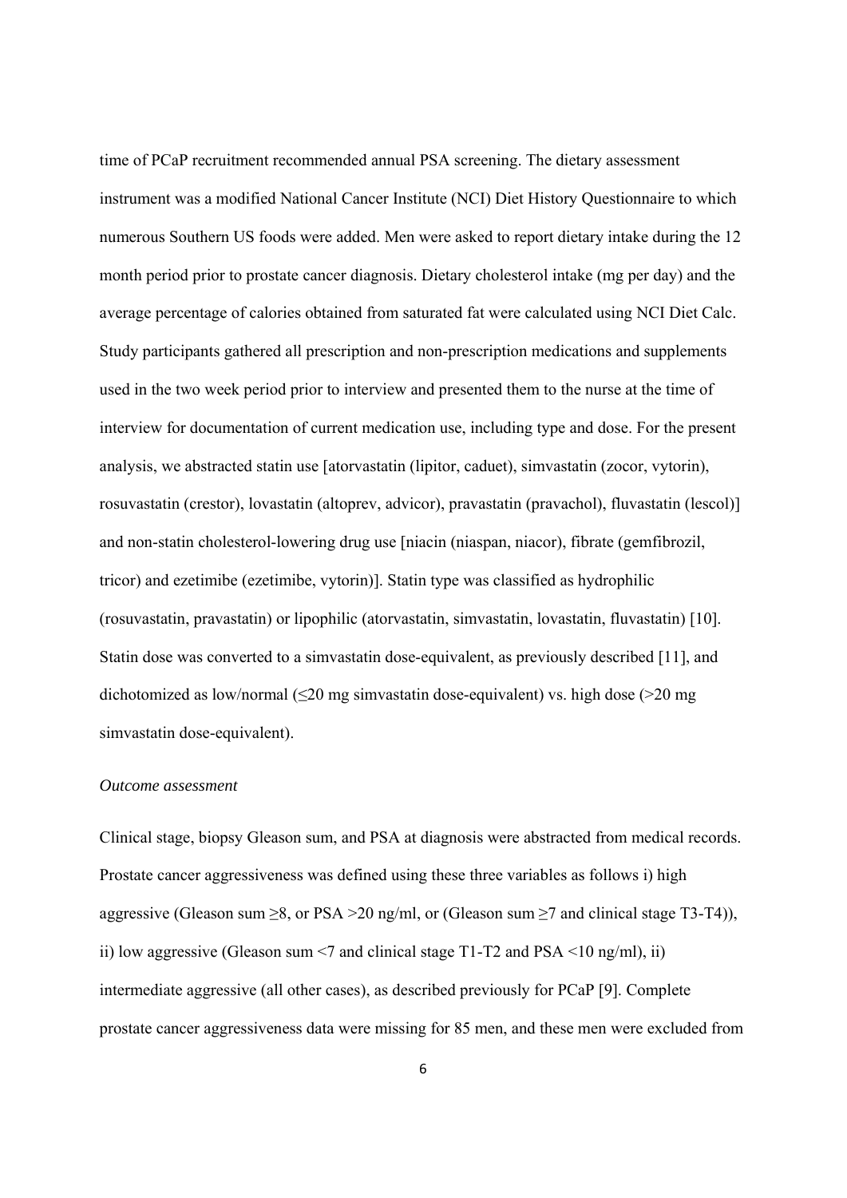time of PCaP recruitment recommended annual PSA screening. The dietary assessment instrument was a modified National Cancer Institute (NCI) Diet History Questionnaire to which numerous Southern US foods were added. Men were asked to report dietary intake during the 12 month period prior to prostate cancer diagnosis. Dietary cholesterol intake (mg per day) and the average percentage of calories obtained from saturated fat were calculated using NCI Diet Calc. Study participants gathered all prescription and non-prescription medications and supplements used in the two week period prior to interview and presented them to the nurse at the time of interview for documentation of current medication use, including type and dose. For the present analysis, we abstracted statin use [atorvastatin (lipitor, caduet), simvastatin (zocor, vytorin), rosuvastatin (crestor), lovastatin (altoprev, advicor), pravastatin (pravachol), fluvastatin (lescol)] and non-statin cholesterol-lowering drug use [niacin (niaspan, niacor), fibrate (gemfibrozil, tricor) and ezetimibe (ezetimibe, vytorin)]. Statin type was classified as hydrophilic (rosuvastatin, pravastatin) or lipophilic (atorvastatin, simvastatin, lovastatin, fluvastatin) [10]. Statin dose was converted to a simvastatin dose-equivalent, as previously described [11], and dichotomized as low/normal ($\leq$20 mg simvastatin dose-equivalent) vs. high dose ($>$20 mg simvastatin dose-equivalent).

*Outcome assessment*

Clinical stage, biopsy Gleason sum, and PSA at diagnosis were abstracted from medical records. Prostate cancer aggressiveness was defined using these three variables as follows i) high aggressive (Gleason sum $\geq$8, or PSA $>$20 ng/ml, or (Gleason sum $\geq$7 and clinical stage T3-T4)), ii) low aggressive (Gleason sum $<$7 and clinical stage T1-T2 and PSA $<$10 ng/ml), ii) intermediate aggressive (all other cases), as described previously for PCaP [9]. Complete prostate cancer aggressiveness data were missing for 85 men, and these men were excluded from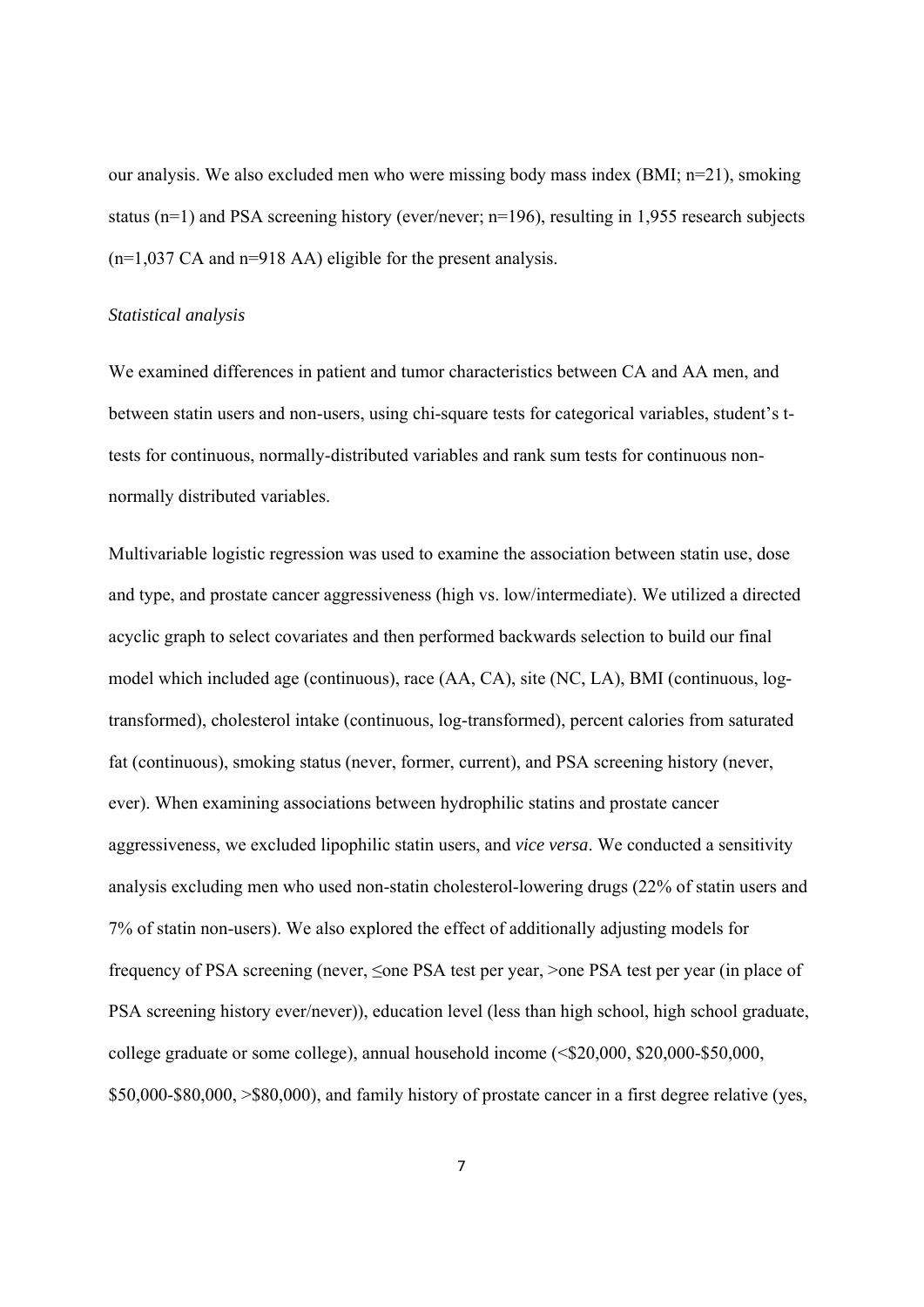our analysis. We also excluded men who were missing body mass index (BMI; n=21), smoking status (n=1) and PSA screening history (ever/never; n=196), resulting in 1,955 research subjects (n=1,037 CA and n=918 AA) eligible for the present analysis.

*Statistical analysis*

We examined differences in patient and tumor characteristics between CA and AA men, and between statin users and non-users, using chi-square tests for categorical variables, student's t-tests for continuous, normally-distributed variables and rank sum tests for continuous non-normally distributed variables.

Multivariable logistic regression was used to examine the association between statin use, dose and type, and prostate cancer aggressiveness (high vs. low/intermediate). We utilized a directed acyclic graph to select covariates and then performed backwards selection to build our final model which included age (continuous), race (AA, CA), site (NC, LA), BMI (continuous, log-transformed), cholesterol intake (continuous, log-transformed), percent calories from saturated fat (continuous), smoking status (never, former, current), and PSA screening history (never, ever). When examining associations between hydrophilic statins and prostate cancer aggressiveness, we excluded lipophilic statin users, and *vice versa*. We conducted a sensitivity analysis excluding men who used non-statin cholesterol-lowering drugs (22% of statin users and 7% of statin non-users). We also explored the effect of additionally adjusting models for frequency of PSA screening (never, ≤one PSA test per year, >one PSA test per year (in place of PSA screening history ever/never)), education level (less than high school, high school graduate, college graduate or some college), annual household income (<\$20,000, \$20,000-\$50,000, \$50,000-\$80,000, >\$80,000), and family history of prostate cancer in a first degree relative (yes,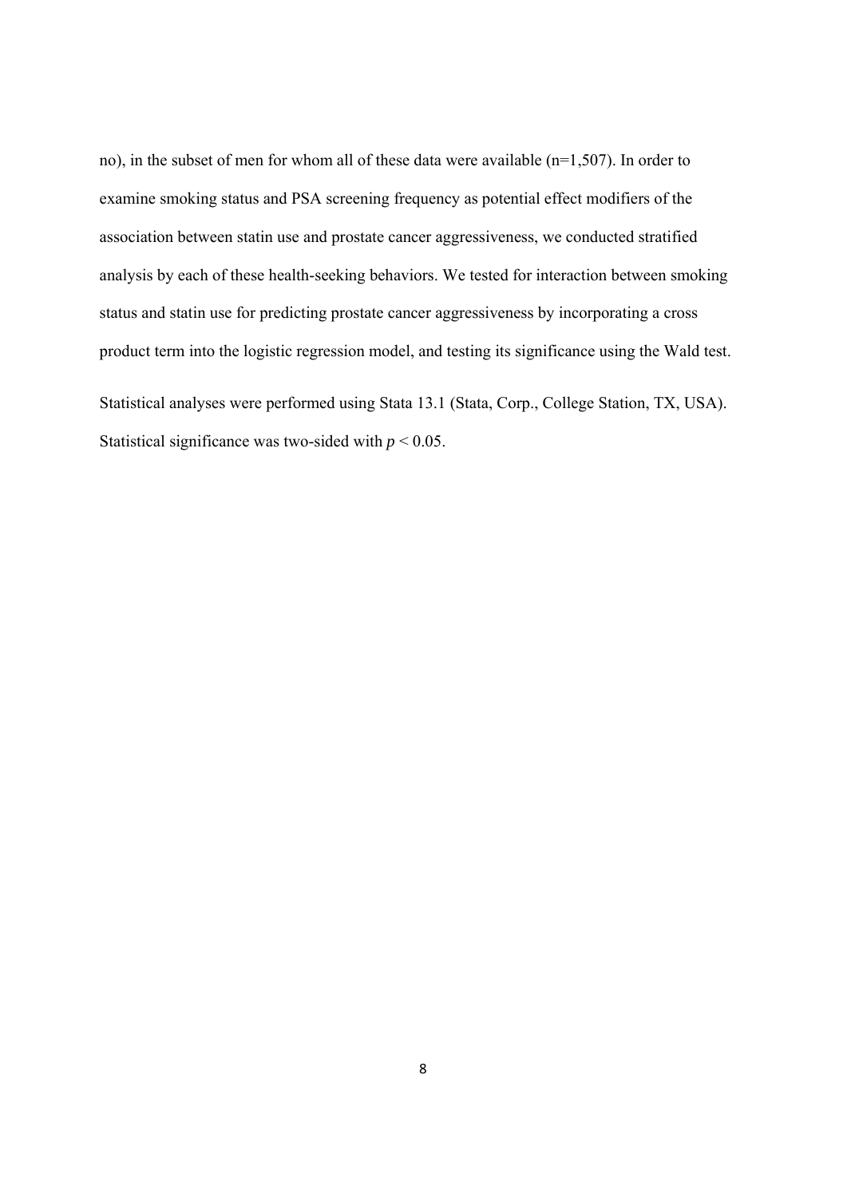no), in the subset of men for whom all of these data were available (n=1,507). In order to examine smoking status and PSA screening frequency as potential effect modifiers of the association between statin use and prostate cancer aggressiveness, we conducted stratified analysis by each of these health-seeking behaviors. We tested for interaction between smoking status and statin use for predicting prostate cancer aggressiveness by incorporating a cross product term into the logistic regression model, and testing its significance using the Wald test.

Statistical analyses were performed using Stata 13.1 (Stata, Corp., College Station, TX, USA). Statistical significance was two-sided with $p < 0.05$.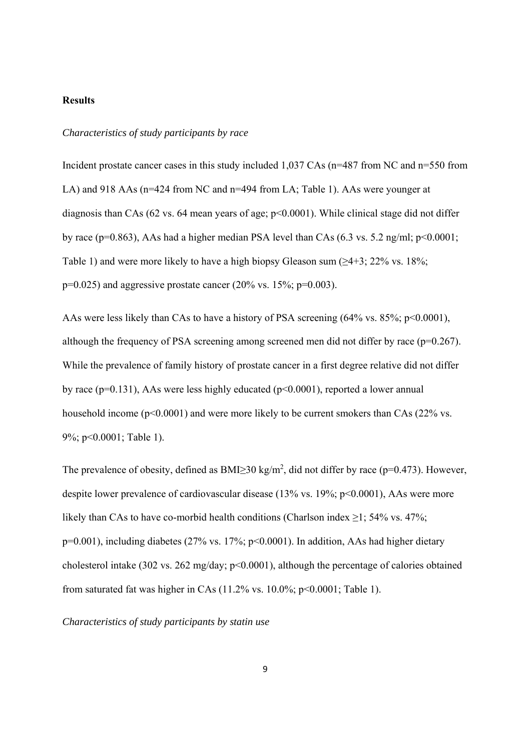## Results

*Characteristics of study participants by race*

Incident prostate cancer cases in this study included 1,037 CAs (n=487 from NC and n=550 from LA) and 918 AAs (n=424 from NC and n=494 from LA; Table 1). AAs were younger at diagnosis than CAs (62 vs. 64 mean years of age; $p<0.0001$). While clinical stage did not differ by race ($p=0.863$), AAs had a higher median PSA level than CAs (6.3 vs. 5.2 ng/ml; $p<0.0001$; Table 1) and were more likely to have a high biopsy Gleason sum ($\geq 4+3$; 22% vs. 18%; $p=0.025$) and aggressive prostate cancer (20% vs. 15%; $p=0.003$).

AAs were less likely than CAs to have a history of PSA screening (64% vs. 85%; $p<0.0001$), although the frequency of PSA screening among screened men did not differ by race ($p=0.267$). While the prevalence of family history of prostate cancer in a first degree relative did not differ by race ($p=0.131$), AAs were less highly educated ($p<0.0001$), reported a lower annual household income ($p<0.0001$) and were more likely to be current smokers than CAs (22% vs. 9%; $p<0.0001$; Table 1).

The prevalence of obesity, defined as BMI$\geq$30 kg/m$^2$, did not differ by race ($p=0.473$). However, despite lower prevalence of cardiovascular disease (13% vs. 19%; $p<0.0001$), AAs were more likely than CAs to have co-morbid health conditions (Charlson index $\geq$1; 54% vs. 47%; $p=0.001$), including diabetes (27% vs. 17%; $p<0.0001$). In addition, AAs had higher dietary cholesterol intake (302 vs. 262 mg/day; $p<0.0001$), although the percentage of calories obtained from saturated fat was higher in CAs (11.2% vs. 10.0%; $p<0.0001$; Table 1).

*Characteristics of study participants by statin use*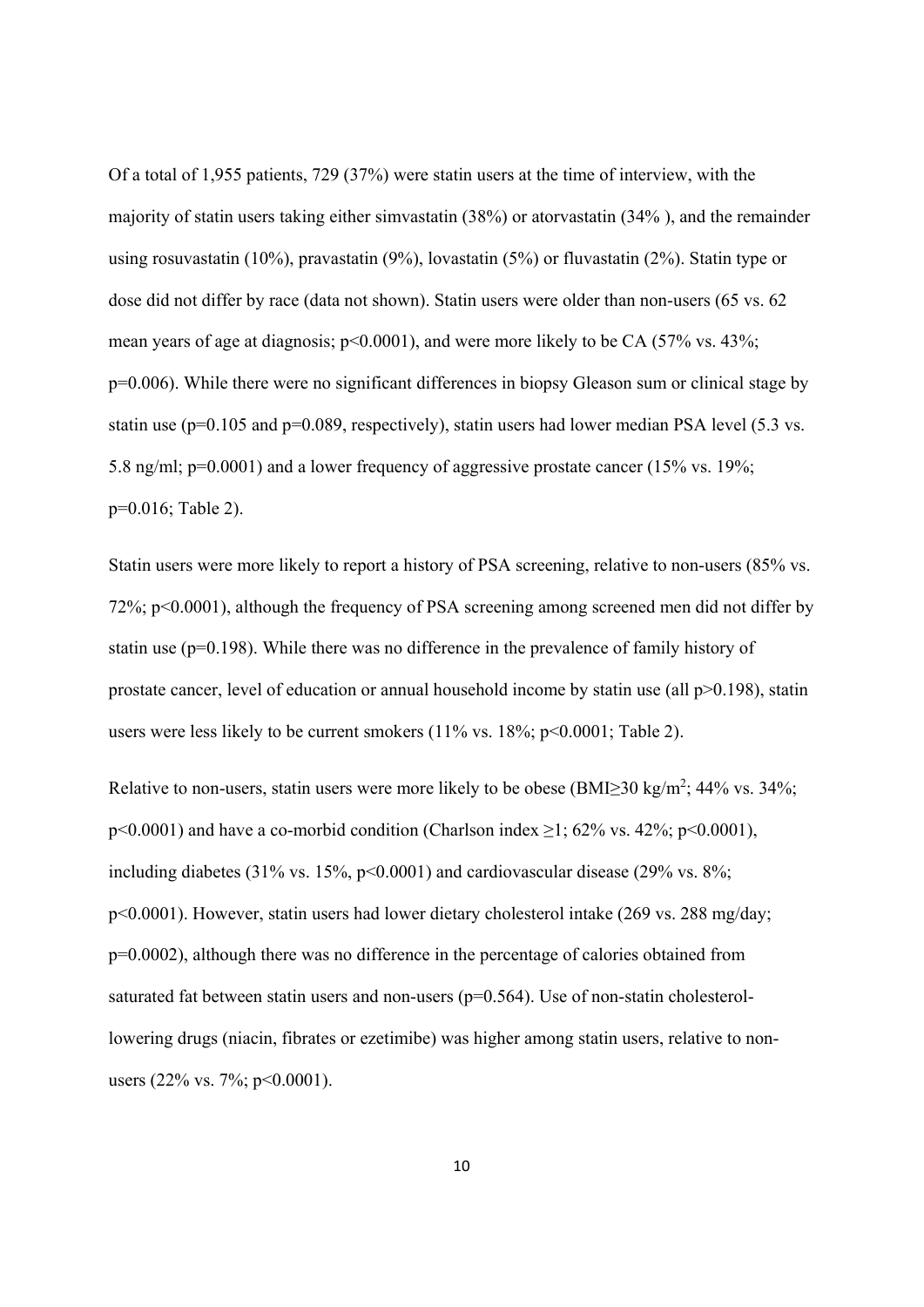Of a total of 1,955 patients, 729 (37%) were statin users at the time of interview, with the majority of statin users taking either simvastatin (38%) or atorvastatin (34% ), and the remainder using rosuvastatin (10%), pravastatin (9%), lovastatin (5%) or fluvastatin (2%). Statin type or dose did not differ by race (data not shown). Statin users were older than non-users (65 vs. 62 mean years of age at diagnosis; $p<0.0001$), and were more likely to be CA (57% vs. 43%; $p=0.006$). While there were no significant differences in biopsy Gleason sum or clinical stage by statin use ($p=0.105$ and $p=0.089$, respectively), statin users had lower median PSA level (5.3 vs. 5.8 ng/ml; $p=0.0001$) and a lower frequency of aggressive prostate cancer (15% vs. 19%; $p=0.016$; Table 2).

Statin users were more likely to report a history of PSA screening, relative to non-users (85% vs. 72%; $p<0.0001$), although the frequency of PSA screening among screened men did not differ by statin use ($p=0.198$). While there was no difference in the prevalence of family history of prostate cancer, level of education or annual household income by statin use (all $p>0.198$), statin users were less likely to be current smokers (11% vs. 18%; $p<0.0001$; Table 2).

Relative to non-users, statin users were more likely to be obese (BMI$\geq$30 kg/m$^2$; 44% vs. 34%; $p<0.0001$) and have a co-morbid condition (Charlson index $\geq$1; 62% vs. 42%; $p<0.0001$), including diabetes (31% vs. 15%, $p<0.0001$) and cardiovascular disease (29% vs. 8%; $p<0.0001$). However, statin users had lower dietary cholesterol intake (269 vs. 288 mg/day; $p=0.0002$), although there was no difference in the percentage of calories obtained from saturated fat between statin users and non-users ($p=0.564$). Use of non-statin cholesterol-lowering drugs (niacin, fibrates or ezetimibe) was higher among statin users, relative to non-users (22% vs. 7%; $p<0.0001$).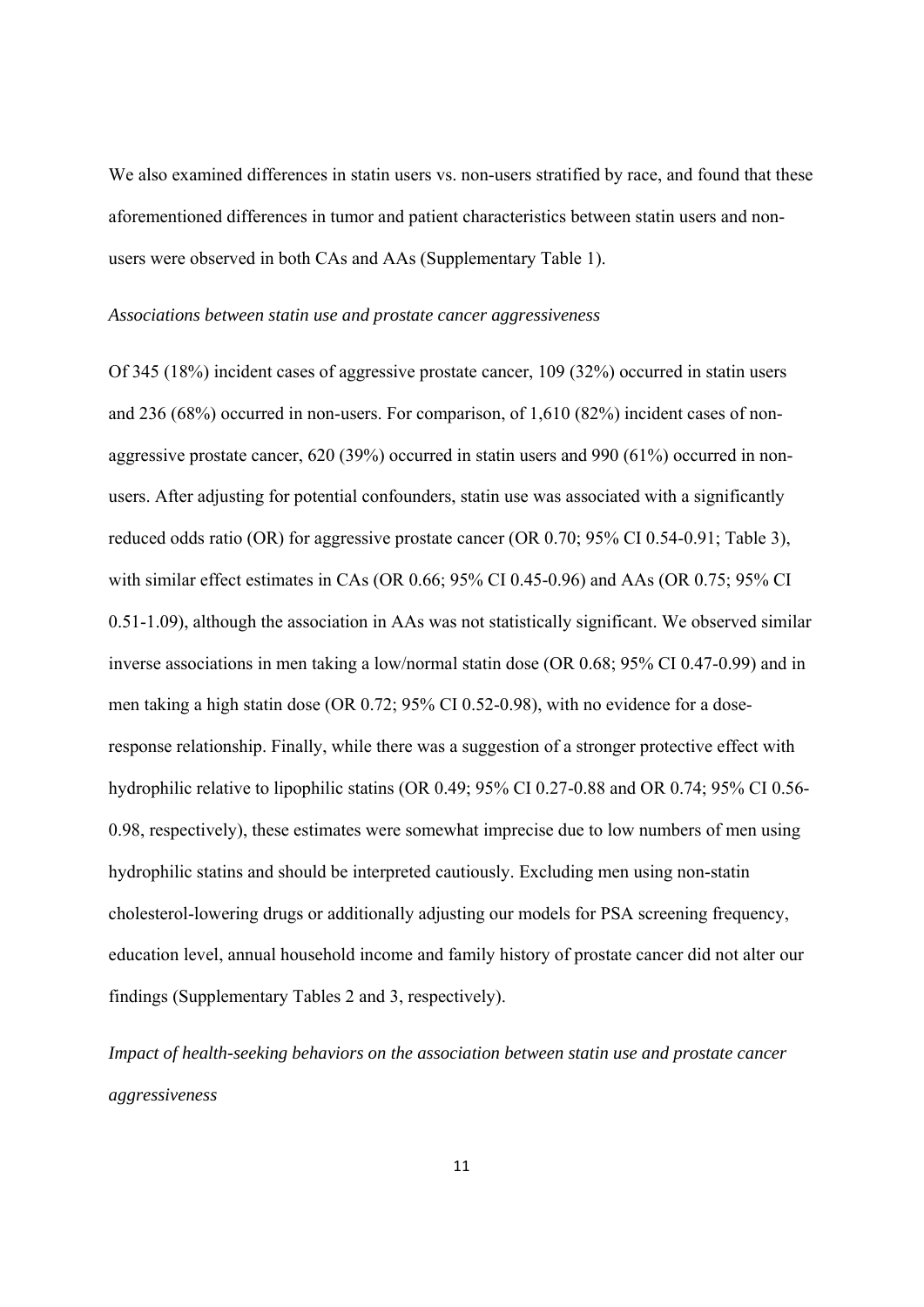We also examined differences in statin users vs. non-users stratified by race, and found that these aforementioned differences in tumor and patient characteristics between statin users and non-users were observed in both CAs and AAs (Supplementary Table 1).

*Associations between statin use and prostate cancer aggressiveness*

Of 345 (18%) incident cases of aggressive prostate cancer, 109 (32%) occurred in statin users and 236 (68%) occurred in non-users. For comparison, of 1,610 (82%) incident cases of non-aggressive prostate cancer, 620 (39%) occurred in statin users and 990 (61%) occurred in non-users. After adjusting for potential confounders, statin use was associated with a significantly reduced odds ratio (OR) for aggressive prostate cancer (OR 0.70; 95% CI 0.54-0.91; Table 3), with similar effect estimates in CAs (OR 0.66; 95% CI 0.45-0.96) and AAs (OR 0.75; 95% CI 0.51-1.09), although the association in AAs was not statistically significant. We observed similar inverse associations in men taking a low/normal statin dose (OR 0.68; 95% CI 0.47-0.99) and in men taking a high statin dose (OR 0.72; 95% CI 0.52-0.98), with no evidence for a dose-response relationship. Finally, while there was a suggestion of a stronger protective effect with hydrophilic relative to lipophilic statins (OR 0.49; 95% CI 0.27-0.88 and OR 0.74; 95% CI 0.56-0.98, respectively), these estimates were somewhat imprecise due to low numbers of men using hydrophilic statins and should be interpreted cautiously. Excluding men using non-statin cholesterol-lowering drugs or additionally adjusting our models for PSA screening frequency, education level, annual household income and family history of prostate cancer did not alter our findings (Supplementary Tables 2 and 3, respectively).

*Impact of health-seeking behaviors on the association between statin use and prostate cancer aggressiveness*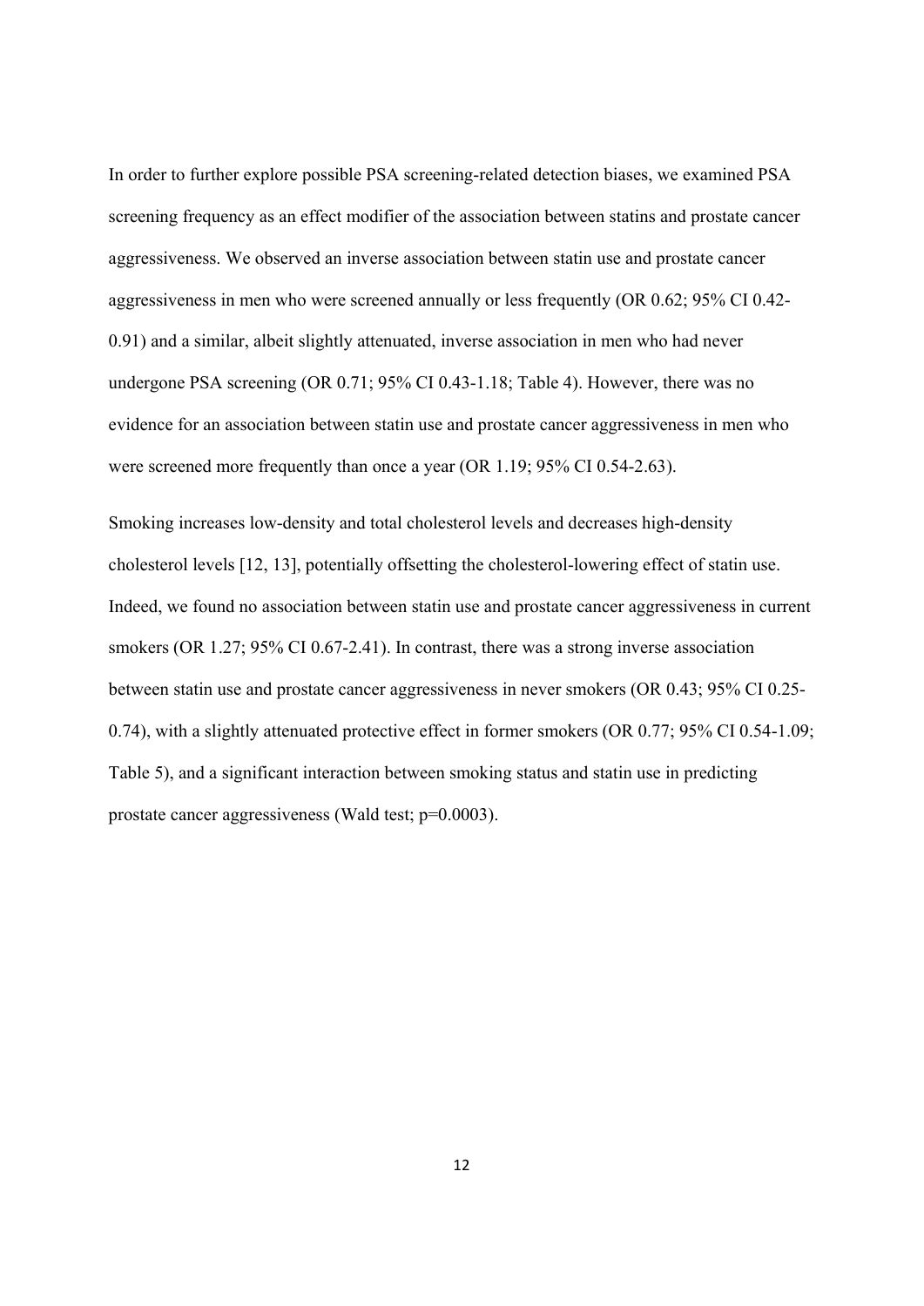In order to further explore possible PSA screening-related detection biases, we examined PSA screening frequency as an effect modifier of the association between statins and prostate cancer aggressiveness. We observed an inverse association between statin use and prostate cancer aggressiveness in men who were screened annually or less frequently (OR 0.62; 95% CI 0.42-0.91) and a similar, albeit slightly attenuated, inverse association in men who had never undergone PSA screening (OR 0.71; 95% CI 0.43-1.18; Table 4). However, there was no evidence for an association between statin use and prostate cancer aggressiveness in men who were screened more frequently than once a year (OR 1.19; 95% CI 0.54-2.63).

Smoking increases low-density and total cholesterol levels and decreases high-density cholesterol levels [12, 13], potentially offsetting the cholesterol-lowering effect of statin use. Indeed, we found no association between statin use and prostate cancer aggressiveness in current smokers (OR 1.27; 95% CI 0.67-2.41). In contrast, there was a strong inverse association between statin use and prostate cancer aggressiveness in never smokers (OR 0.43; 95% CI 0.25-0.74), with a slightly attenuated protective effect in former smokers (OR 0.77; 95% CI 0.54-1.09; Table 5), and a significant interaction between smoking status and statin use in predicting prostate cancer aggressiveness (Wald test; $p=0.0003$).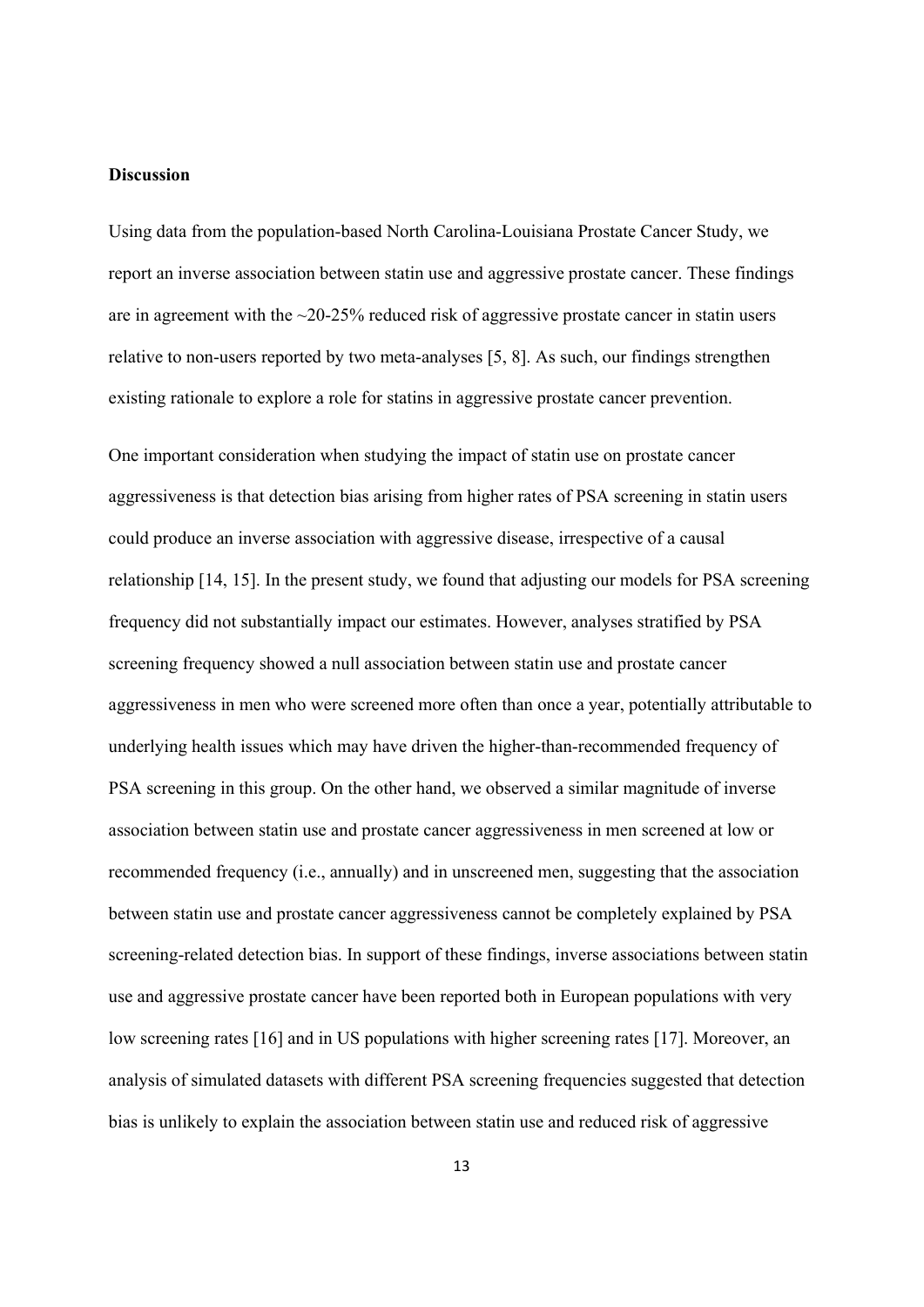## Discussion

Using data from the population-based North Carolina-Louisiana Prostate Cancer Study, we report an inverse association between statin use and aggressive prostate cancer. These findings are in agreement with the ~20-25% reduced risk of aggressive prostate cancer in statin users relative to non-users reported by two meta-analyses [5, 8]. As such, our findings strengthen existing rationale to explore a role for statins in aggressive prostate cancer prevention.

One important consideration when studying the impact of statin use on prostate cancer aggressiveness is that detection bias arising from higher rates of PSA screening in statin users could produce an inverse association with aggressive disease, irrespective of a causal relationship [14, 15]. In the present study, we found that adjusting our models for PSA screening frequency did not substantially impact our estimates. However, analyses stratified by PSA screening frequency showed a null association between statin use and prostate cancer aggressiveness in men who were screened more often than once a year, potentially attributable to underlying health issues which may have driven the higher-than-recommended frequency of PSA screening in this group. On the other hand, we observed a similar magnitude of inverse association between statin use and prostate cancer aggressiveness in men screened at low or recommended frequency (i.e., annually) and in unscreened men, suggesting that the association between statin use and prostate cancer aggressiveness cannot be completely explained by PSA screening-related detection bias. In support of these findings, inverse associations between statin use and aggressive prostate cancer have been reported both in European populations with very low screening rates [16] and in US populations with higher screening rates [17]. Moreover, an analysis of simulated datasets with different PSA screening frequencies suggested that detection bias is unlikely to explain the association between statin use and reduced risk of aggressive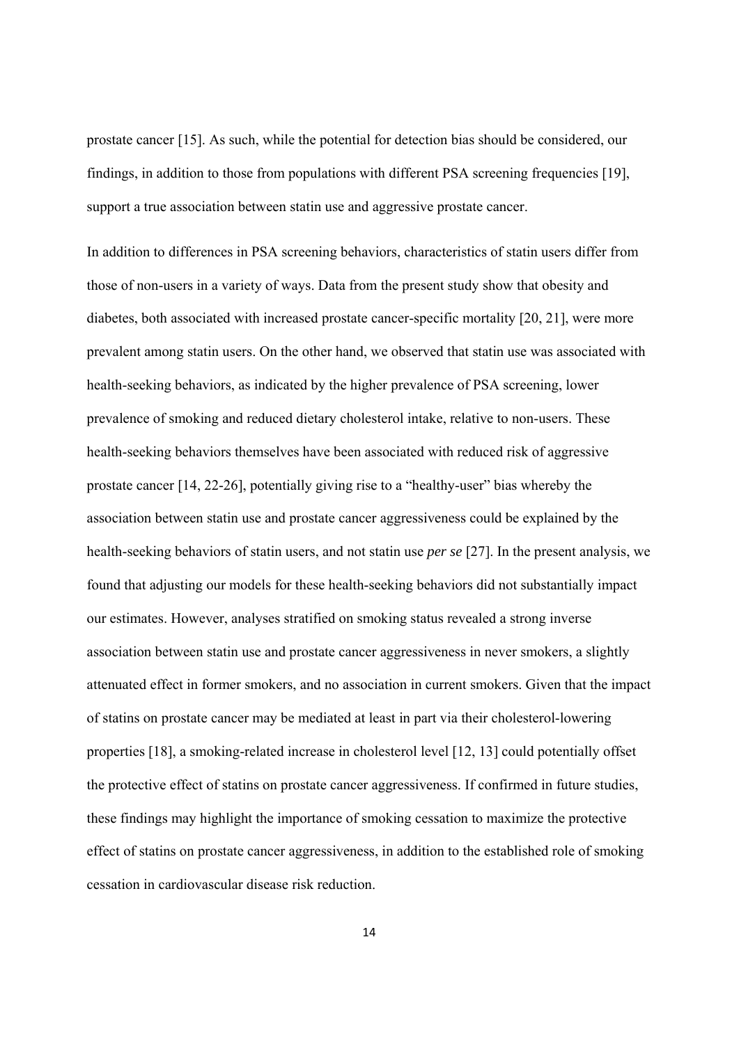prostate cancer [15]. As such, while the potential for detection bias should be considered, our findings, in addition to those from populations with different PSA screening frequencies [19], support a true association between statin use and aggressive prostate cancer.

In addition to differences in PSA screening behaviors, characteristics of statin users differ from those of non-users in a variety of ways. Data from the present study show that obesity and diabetes, both associated with increased prostate cancer-specific mortality [20, 21], were more prevalent among statin users. On the other hand, we observed that statin use was associated with health-seeking behaviors, as indicated by the higher prevalence of PSA screening, lower prevalence of smoking and reduced dietary cholesterol intake, relative to non-users. These health-seeking behaviors themselves have been associated with reduced risk of aggressive prostate cancer [14, 22-26], potentially giving rise to a "healthy-user" bias whereby the association between statin use and prostate cancer aggressiveness could be explained by the health-seeking behaviors of statin users, and not statin use *per se* [27]. In the present analysis, we found that adjusting our models for these health-seeking behaviors did not substantially impact our estimates. However, analyses stratified on smoking status revealed a strong inverse association between statin use and prostate cancer aggressiveness in never smokers, a slightly attenuated effect in former smokers, and no association in current smokers. Given that the impact of statins on prostate cancer may be mediated at least in part via their cholesterol-lowering properties [18], a smoking-related increase in cholesterol level [12, 13] could potentially offset the protective effect of statins on prostate cancer aggressiveness. If confirmed in future studies, these findings may highlight the importance of smoking cessation to maximize the protective effect of statins on prostate cancer aggressiveness, in addition to the established role of smoking cessation in cardiovascular disease risk reduction.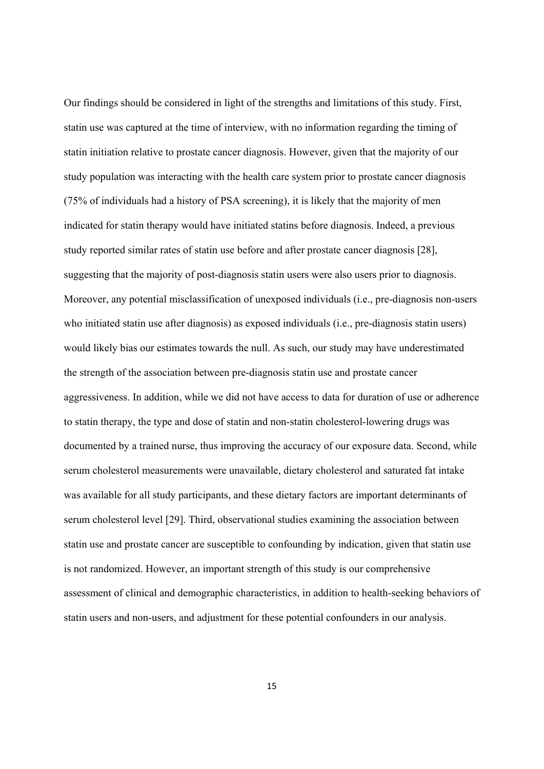Our findings should be considered in light of the strengths and limitations of this study. First, statin use was captured at the time of interview, with no information regarding the timing of statin initiation relative to prostate cancer diagnosis. However, given that the majority of our study population was interacting with the health care system prior to prostate cancer diagnosis (75% of individuals had a history of PSA screening), it is likely that the majority of men indicated for statin therapy would have initiated statins before diagnosis. Indeed, a previous study reported similar rates of statin use before and after prostate cancer diagnosis [28], suggesting that the majority of post-diagnosis statin users were also users prior to diagnosis. Moreover, any potential misclassification of unexposed individuals (i.e., pre-diagnosis non-users who initiated statin use after diagnosis) as exposed individuals (i.e., pre-diagnosis statin users) would likely bias our estimates towards the null. As such, our study may have underestimated the strength of the association between pre-diagnosis statin use and prostate cancer aggressiveness. In addition, while we did not have access to data for duration of use or adherence to statin therapy, the type and dose of statin and non-statin cholesterol-lowering drugs was documented by a trained nurse, thus improving the accuracy of our exposure data. Second, while serum cholesterol measurements were unavailable, dietary cholesterol and saturated fat intake was available for all study participants, and these dietary factors are important determinants of serum cholesterol level [29]. Third, observational studies examining the association between statin use and prostate cancer are susceptible to confounding by indication, given that statin use is not randomized. However, an important strength of this study is our comprehensive assessment of clinical and demographic characteristics, in addition to health-seeking behaviors of statin users and non-users, and adjustment for these potential confounders in our analysis.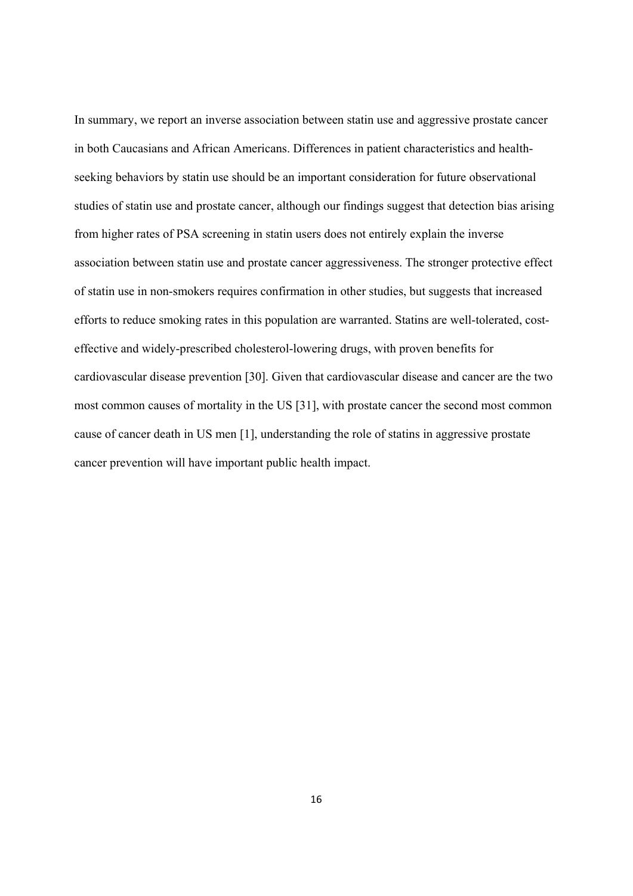In summary, we report an inverse association between statin use and aggressive prostate cancer in both Caucasians and African Americans. Differences in patient characteristics and health-seeking behaviors by statin use should be an important consideration for future observational studies of statin use and prostate cancer, although our findings suggest that detection bias arising from higher rates of PSA screening in statin users does not entirely explain the inverse association between statin use and prostate cancer aggressiveness. The stronger protective effect of statin use in non-smokers requires confirmation in other studies, but suggests that increased efforts to reduce smoking rates in this population are warranted. Statins are well-tolerated, cost-effective and widely-prescribed cholesterol-lowering drugs, with proven benefits for cardiovascular disease prevention [30]. Given that cardiovascular disease and cancer are the two most common causes of mortality in the US [31], with prostate cancer the second most common cause of cancer death in US men [1], understanding the role of statins in aggressive prostate cancer prevention will have important public health impact.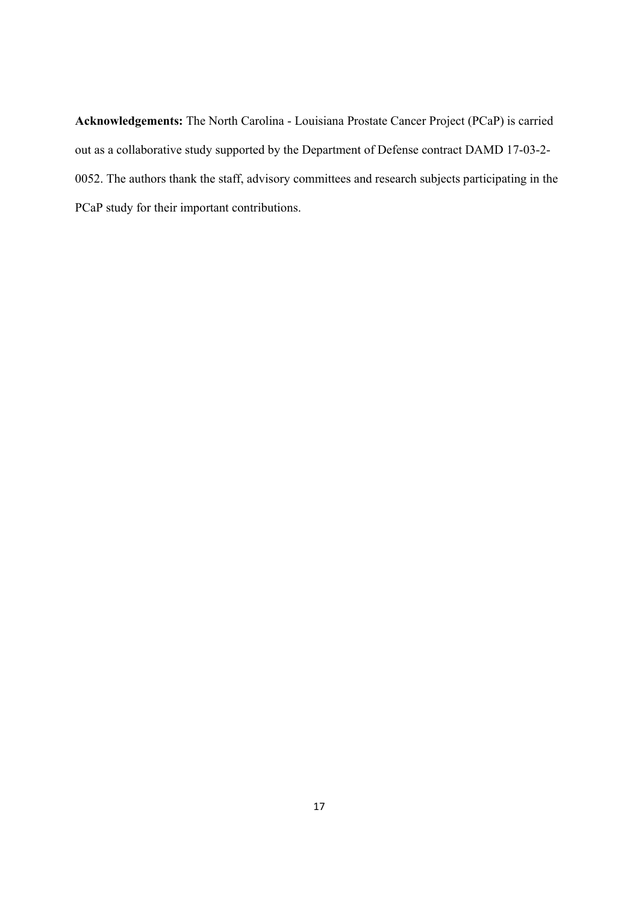**Acknowledgements:** The North Carolina - Louisiana Prostate Cancer Project (PCaP) is carried out as a collaborative study supported by the Department of Defense contract DAMD 17-03-2-0052. The authors thank the staff, advisory committees and research subjects participating in the PCaP study for their important contributions.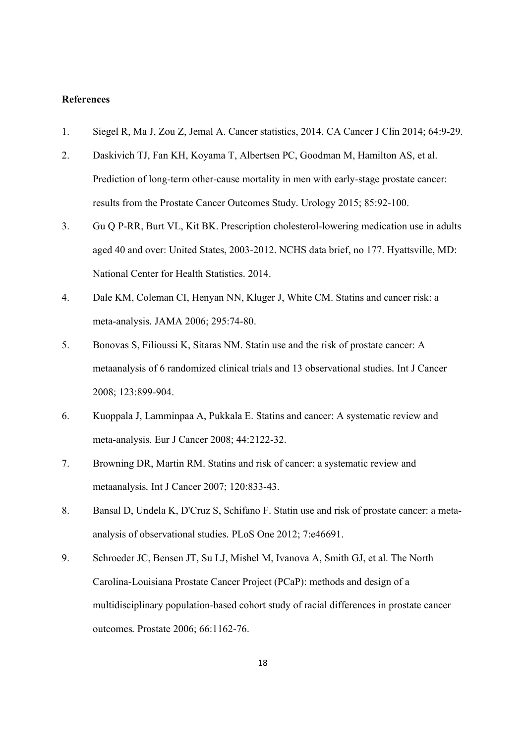**References**

1. Siegel R, Ma J, Zou Z, Jemal A. Cancer statistics, 2014. CA Cancer J Clin 2014; 64:9-29.
2. Daskivich TJ, Fan KH, Koyama T, Albertsen PC, Goodman M, Hamilton AS, et al. Prediction of long-term other-cause mortality in men with early-stage prostate cancer: results from the Prostate Cancer Outcomes Study. Urology 2015; 85:92-100.
3. Gu Q P-RR, Burt VL, Kit BK. Prescription cholesterol-lowering medication use in adults aged 40 and over: United States, 2003-2012. NCHS data brief, no 177. Hyattsville, MD: National Center for Health Statistics. 2014.
4. Dale KM, Coleman CI, Henyan NN, Kluger J, White CM. Statins and cancer risk: a meta-analysis. JAMA 2006; 295:74-80.
5. Bonovas S, Filioussi K, Sitaras NM. Statin use and the risk of prostate cancer: A metaanalysis of 6 randomized clinical trials and 13 observational studies. Int J Cancer 2008; 123:899-904.
6. Kuoppala J, Lamminpaa A, Pukkala E. Statins and cancer: A systematic review and meta-analysis. Eur J Cancer 2008; 44:2122-32.
7. Browning DR, Martin RM. Statins and risk of cancer: a systematic review and metaanalysis. Int J Cancer 2007; 120:833-43.
8. Bansal D, Undela K, D'Cruz S, Schifano F. Statin use and risk of prostate cancer: a meta-analysis of observational studies. PLoS One 2012; 7:e46691.
9. Schroeder JC, Bensen JT, Su LJ, Mishel M, Ivanova A, Smith GJ, et al. The North Carolina-Louisiana Prostate Cancer Project (PCaP): methods and design of a multidisciplinary population-based cohort study of racial differences in prostate cancer outcomes. Prostate 2006; 66:1162-76.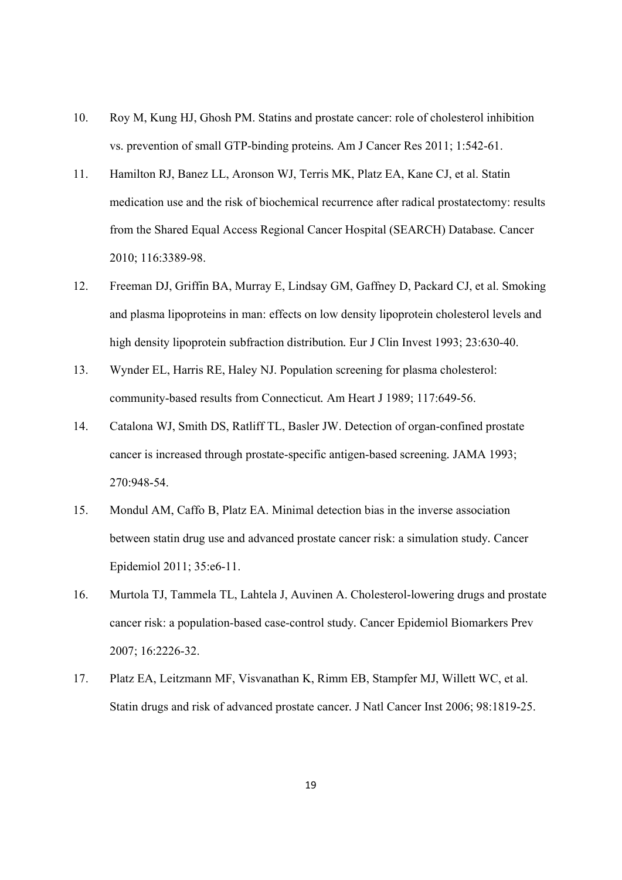10. Roy M, Kung HJ, Ghosh PM. Statins and prostate cancer: role of cholesterol inhibition vs. prevention of small GTP-binding proteins. Am J Cancer Res 2011; 1:542-61.

11. Hamilton RJ, Banez LL, Aronson WJ, Terris MK, Platz EA, Kane CJ, et al. Statin medication use and the risk of biochemical recurrence after radical prostatectomy: results from the Shared Equal Access Regional Cancer Hospital (SEARCH) Database. Cancer 2010; 116:3389-98.

12. Freeman DJ, Griffin BA, Murray E, Lindsay GM, Gaffney D, Packard CJ, et al. Smoking and plasma lipoproteins in man: effects on low density lipoprotein cholesterol levels and high density lipoprotein subfraction distribution. Eur J Clin Invest 1993; 23:630-40.

13. Wynder EL, Harris RE, Haley NJ. Population screening for plasma cholesterol: community-based results from Connecticut. Am Heart J 1989; 117:649-56.

14. Catalona WJ, Smith DS, Ratliff TL, Basler JW. Detection of organ-confined prostate cancer is increased through prostate-specific antigen-based screening. JAMA 1993; 270:948-54.

15. Mondul AM, Caffo B, Platz EA. Minimal detection bias in the inverse association between statin drug use and advanced prostate cancer risk: a simulation study. Cancer Epidemiol 2011; 35:e6-11.

16. Murtola TJ, Tammela TL, Lahtela J, Auvinen A. Cholesterol-lowering drugs and prostate cancer risk: a population-based case-control study. Cancer Epidemiol Biomarkers Prev 2007; 16:2226-32.

17. Platz EA, Leitzmann MF, Visvanathan K, Rimm EB, Stampfer MJ, Willett WC, et al. Statin drugs and risk of advanced prostate cancer. J Natl Cancer Inst 2006; 98:1819-25.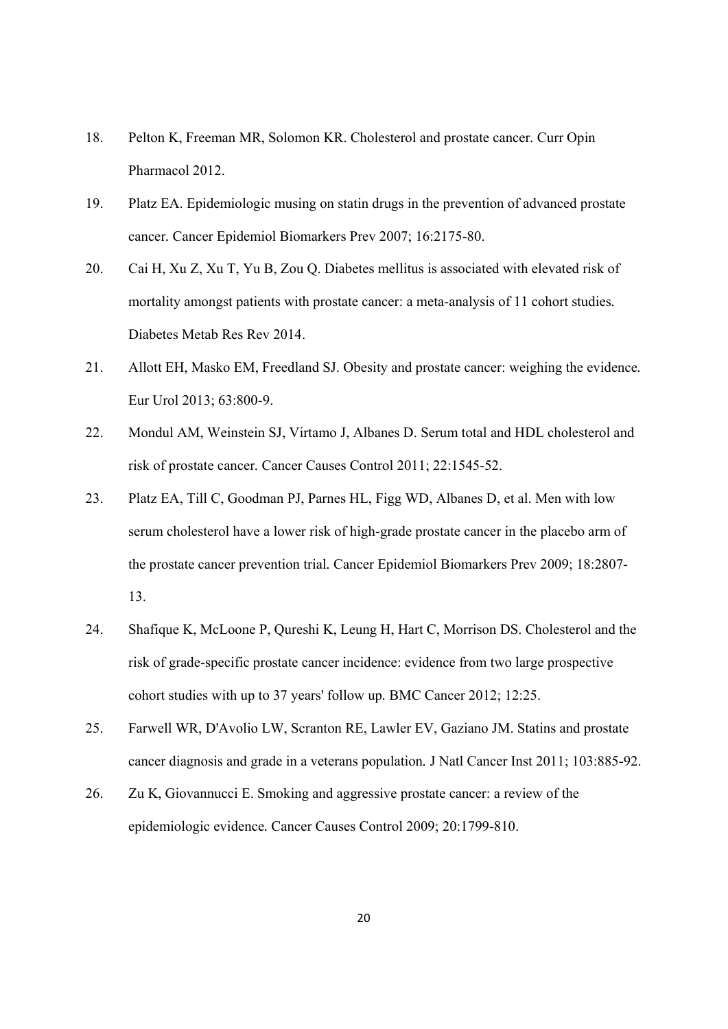18. Pelton K, Freeman MR, Solomon KR. Cholesterol and prostate cancer. Curr Opin Pharmacol 2012.
19. Platz EA. Epidemiologic musing on statin drugs in the prevention of advanced prostate cancer. Cancer Epidemiol Biomarkers Prev 2007; 16:2175-80.
20. Cai H, Xu Z, Xu T, Yu B, Zou Q. Diabetes mellitus is associated with elevated risk of mortality amongst patients with prostate cancer: a meta-analysis of 11 cohort studies. Diabetes Metab Res Rev 2014.
21. Allott EH, Masko EM, Freedland SJ. Obesity and prostate cancer: weighing the evidence. Eur Urol 2013; 63:800-9.
22. Mondul AM, Weinstein SJ, Virtamo J, Albanes D. Serum total and HDL cholesterol and risk of prostate cancer. Cancer Causes Control 2011; 22:1545-52.
23. Platz EA, Till C, Goodman PJ, Parnes HL, Figg WD, Albanes D, et al. Men with low serum cholesterol have a lower risk of high-grade prostate cancer in the placebo arm of the prostate cancer prevention trial. Cancer Epidemiol Biomarkers Prev 2009; 18:2807-13.
24. Shafique K, McLoone P, Qureshi K, Leung H, Hart C, Morrison DS. Cholesterol and the risk of grade-specific prostate cancer incidence: evidence from two large prospective cohort studies with up to 37 years' follow up. BMC Cancer 2012; 12:25.
25. Farwell WR, D'Avolio LW, Scranton RE, Lawler EV, Gaziano JM. Statins and prostate cancer diagnosis and grade in a veterans population. J Natl Cancer Inst 2011; 103:885-92.
26. Zu K, Giovannucci E. Smoking and aggressive prostate cancer: a review of the epidemiologic evidence. Cancer Causes Control 2009; 20:1799-810.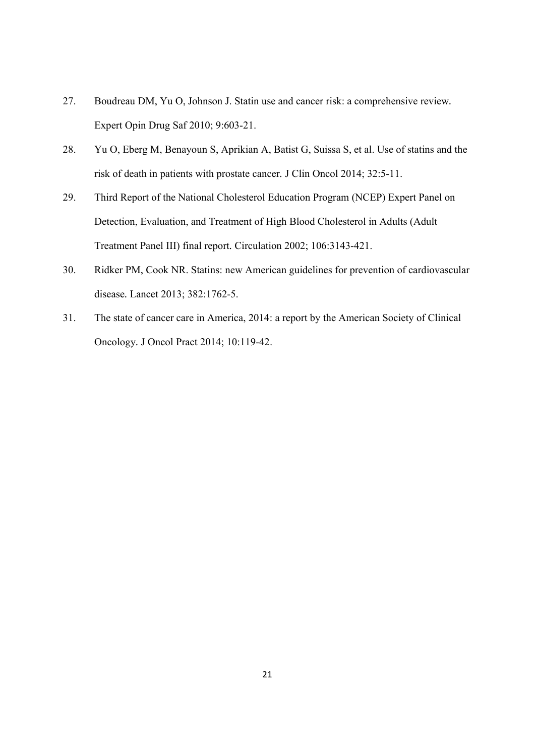27. Boudreau DM, Yu O, Johnson J. Statin use and cancer risk: a comprehensive review. Expert Opin Drug Saf 2010; 9:603-21.
28. Yu O, Eberg M, Benayoun S, Aprikian A, Batist G, Suissa S, et al. Use of statins and the risk of death in patients with prostate cancer. J Clin Oncol 2014; 32:5-11.
29. Third Report of the National Cholesterol Education Program (NCEP) Expert Panel on Detection, Evaluation, and Treatment of High Blood Cholesterol in Adults (Adult Treatment Panel III) final report. Circulation 2002; 106:3143-421.
30. Ridker PM, Cook NR. Statins: new American guidelines for prevention of cardiovascular disease. Lancet 2013; 382:1762-5.
31. The state of cancer care in America, 2014: a report by the American Society of Clinical Oncology. J Oncol Pract 2014; 10:119-42.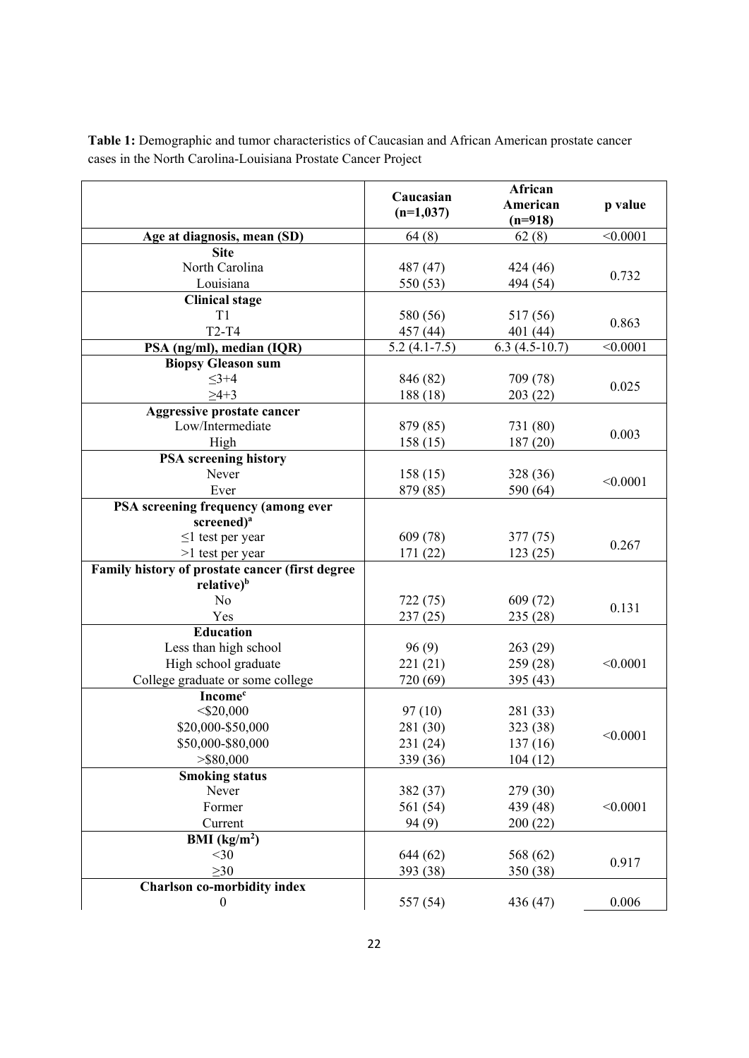**Table 1:** Demographic and tumor characteristics of Caucasian and African American prostate cancer cases in the North Carolina-Louisiana Prostate Cancer Project

| | Caucasian (n=1,037) | African American (n=918) | p value |
|---|---|---|---|
| **Age at diagnosis, mean (SD)** | 64 (8) | 62 (8) | <0.0001 |
| **Site** | | | |
| North Carolina | 487 (47) | 424 (46) | 0.732 |
| Louisiana | 550 (53) | 494 (54) | |
| **Clinical stage** | | | |
| T1 | 580 (56) | 517 (56) | 0.863 |
| T2-T4 | 457 (44) | 401 (44) | |
| **PSA (ng/ml), median (IQR)** | 5.2 (4.1-7.5) | 6.3 (4.5-10.7) | <0.0001 |
| **Biopsy Gleason sum** | | | |
| ≤3+4 | 846 (82) | 709 (78) | 0.025 |
| ≥4+3 | 188 (18) | 203 (22) | |
| **Aggressive prostate cancer** | | | |
| Low/Intermediate | 879 (85) | 731 (80) | 0.003 |
| High | 158 (15) | 187 (20) | |
| **PSA screening history** | | | |
| Never | 158 (15) | 328 (36) | <0.0001 |
| Ever | 879 (85) | 590 (64) | |
| **PSA screening frequency (among ever screened)**[a] | | | |
| ≤1 test per year | 609 (78) | 377 (75) | 0.267 |
| >1 test per year | 171 (22) | 123 (25) | |
| **Family history of prostate cancer (first degree relative)**[b] | | | |
| No | 722 (75) | 609 (72) | 0.131 |
| Yes | 237 (25) | 235 (28) | |
| **Education** | | | |
| Less than high school | 96 (9) | 263 (29) | |
| High school graduate | 221 (21) | 259 (28) | <0.0001 |
| College graduate or some college | 720 (69) | 395 (43) | |
| **Income**[c] | | | |
| <$20,000 | 97 (10) | 281 (33) | |
| $20,000-$50,000 | 281 (30) | 323 (38) | <0.0001 |
| $50,000-$80,000 | 231 (24) | 137 (16) | |
| >$80,000 | 339 (36) | 104 (12) | |
| **Smoking status** | | | |
| Never | 382 (37) | 279 (30) | |
| Former | 561 (54) | 439 (48) | <0.0001 |
| Current | 94 (9) | 200 (22) | |
| **BMI (kg/m²)** | | | |
| <30 | 644 (62) | 568 (62) | 0.917 |
| ≥30 | 393 (38) | 350 (38) | |
| **Charlson co-morbidity index** | | | |
| 0 | 557 (54) | 436 (47) | 0.006 |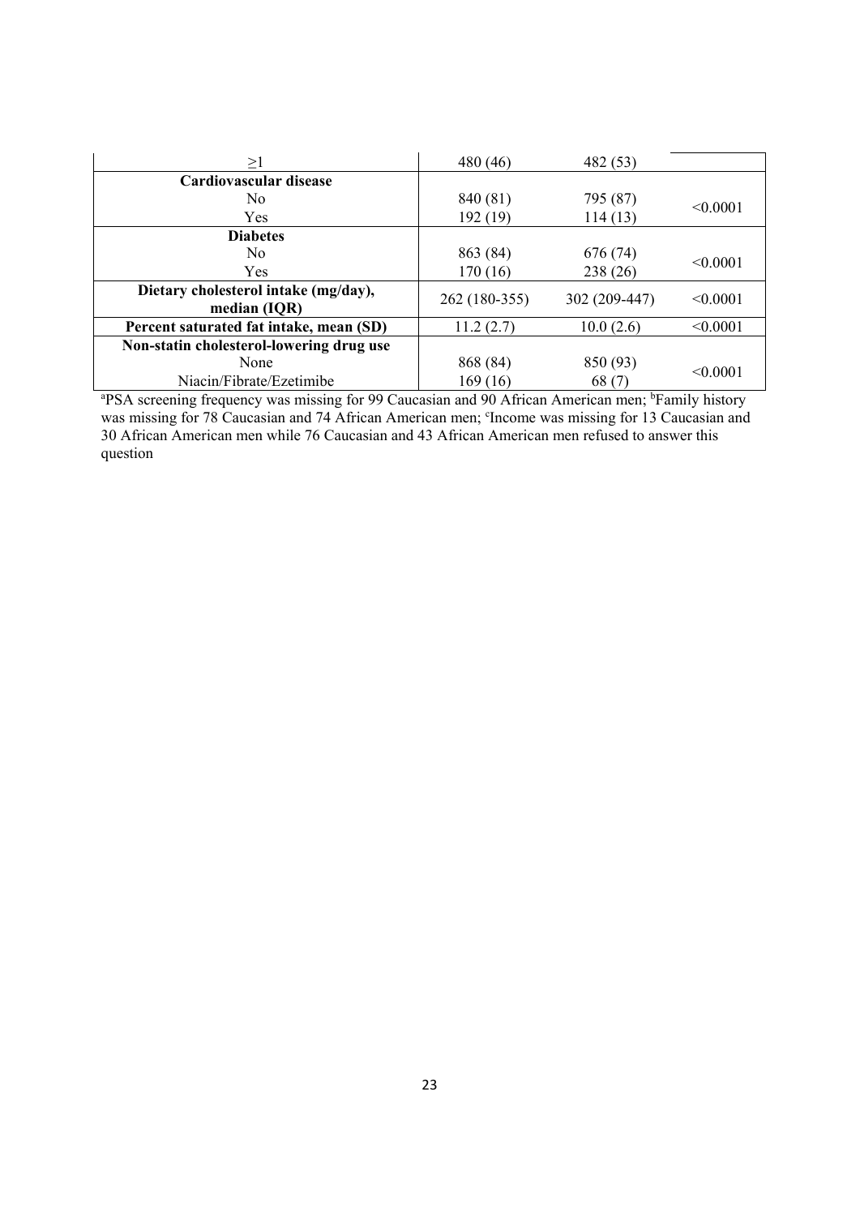| | | | |
|---|---|---|---|
| ≥1 | 480 (46) | 482 (53) | |
| **Cardiovascular disease** | | | |
| No | 840 (81) | 795 (87) | <0.0001 |
| Yes | 192 (19) | 114 (13) | |
| **Diabetes** | | | |
| No | 863 (84) | 676 (74) | <0.0001 |
| Yes | 170 (16) | 238 (26) | |
| **Dietary cholesterol intake (mg/day), median (IQR)** | 262 (180-355) | 302 (209-447) | <0.0001 |
| **Percent saturated fat intake, mean (SD)** | 11.2 (2.7) | 10.0 (2.6) | <0.0001 |
| **Non-statin cholesterol-lowering drug use** | | | |
| None | 868 (84) | 850 (93) | <0.0001 |
| Niacin/Fibrate/Ezetimibe | 169 (16) | 68 (7) | |

[a]PSA screening frequency was missing for 99 Caucasian and 90 African American men; [b]Family history was missing for 78 Caucasian and 74 African American men; [c]Income was missing for 13 Caucasian and 30 African American men while 76 Caucasian and 43 African American men refused to answer this question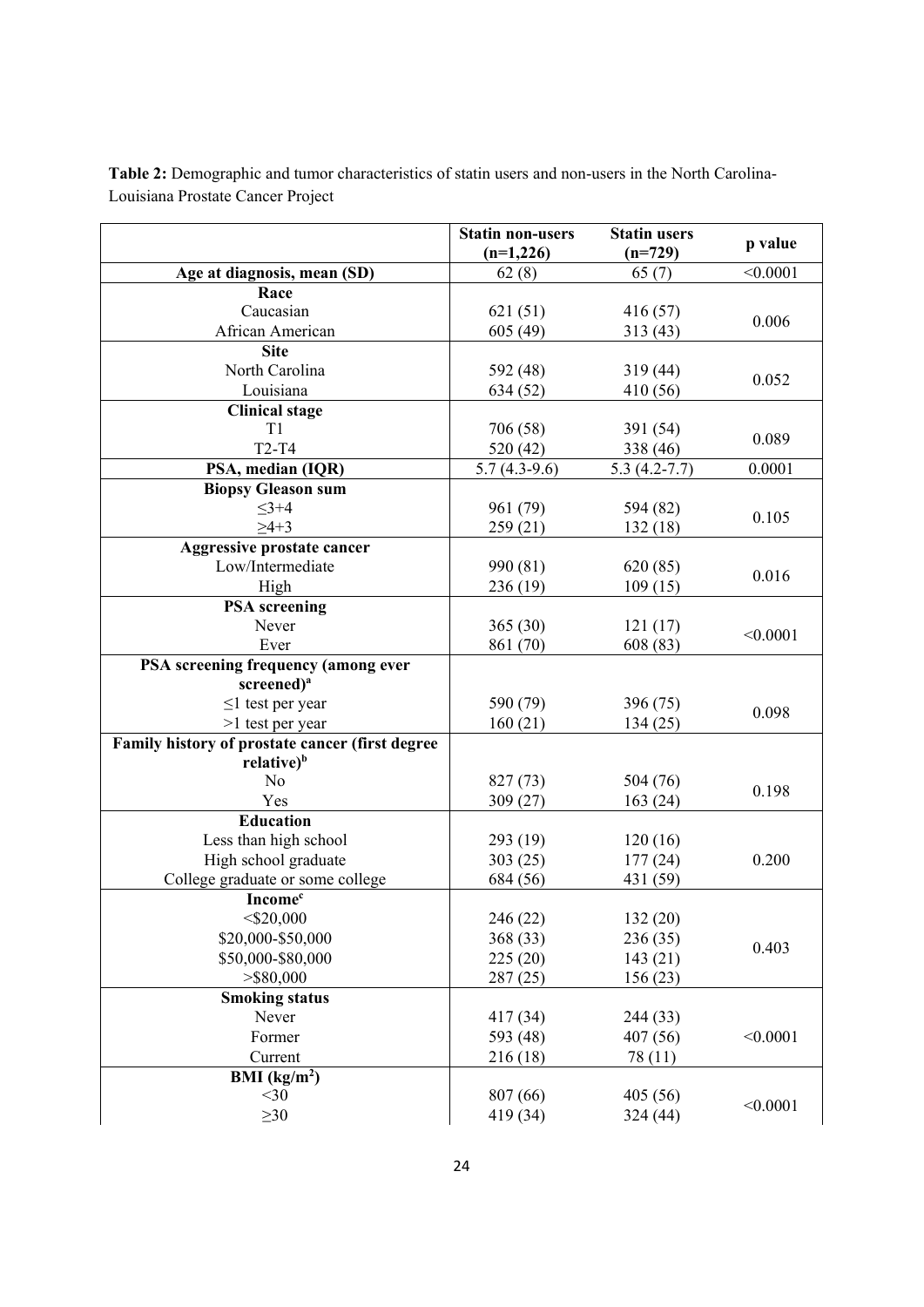**Table 2:** Demographic and tumor characteristics of statin users and non-users in the North Carolina-Louisiana Prostate Cancer Project

| | Statin non-users (n=1,226) | Statin users (n=729) | p value |
|---|---|---|---|
| **Age at diagnosis, mean (SD)** | 62 (8) | 65 (7) | <0.0001 |
| **Race** | | | |
| Caucasian | 621 (51) | 416 (57) | 0.006 |
| African American | 605 (49) | 313 (43) | |
| **Site** | | | |
| North Carolina | 592 (48) | 319 (44) | 0.052 |
| Louisiana | 634 (52) | 410 (56) | |
| **Clinical stage** | | | |
| T1 | 706 (58) | 391 (54) | 0.089 |
| T2-T4 | 520 (42) | 338 (46) | |
| **PSA, median (IQR)** | 5.7 (4.3-9.6) | 5.3 (4.2-7.7) | 0.0001 |
| **Biopsy Gleason sum** | | | |
| ≤3+4 | 961 (79) | 594 (82) | 0.105 |
| ≥4+3 | 259 (21) | 132 (18) | |
| **Aggressive prostate cancer** | | | |
| Low/Intermediate | 990 (81) | 620 (85) | 0.016 |
| High | 236 (19) | 109 (15) | |
| **PSA screening** | | | |
| Never | 365 (30) | 121 (17) | <0.0001 |
| Ever | 861 (70) | 608 (83) | |
| **PSA screening frequency (among ever screened)[a]** | | | |
| ≤1 test per year | 590 (79) | 396 (75) | 0.098 |
| >1 test per year | 160 (21) | 134 (25) | |
| **Family history of prostate cancer (first degree relative)[b]** | | | |
| No | 827 (73) | 504 (76) | 0.198 |
| Yes | 309 (27) | 163 (24) | |
| **Education** | | | |
| Less than high school | 293 (19) | 120 (16) | 0.200 |
| High school graduate | 303 (25) | 177 (24) | |
| College graduate or some college | 684 (56) | 431 (59) | |
| **Income[c]** | | | |
| <$20,000 | 246 (22) | 132 (20) | 0.403 |
| $20,000-$50,000 | 368 (33) | 236 (35) | |
| $50,000-$80,000 | 225 (20) | 143 (21) | |
| >$80,000 | 287 (25) | 156 (23) | |
| **Smoking status** | | | |
| Never | 417 (34) | 244 (33) | <0.0001 |
| Former | 593 (48) | 407 (56) | |
| Current | 216 (18) | 78 (11) | |
| **BMI (kg/m$^2$)** | | | |
| <30 | 807 (66) | 405 (56) | <0.0001 |
| ≥30 | 419 (34) | 324 (44) | |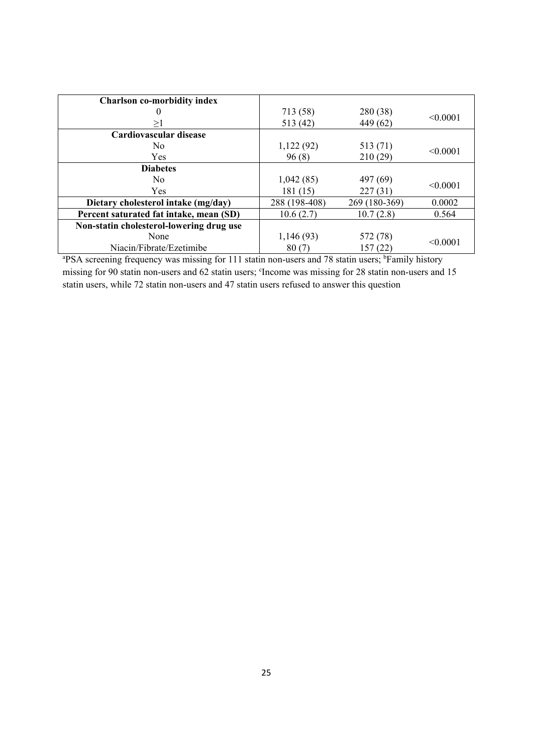| | | | |
|---|---|---|---|
| **Charlson co-morbidity index** | | | |
| 0 | 713 (58) | 280 (38) | <0.0001 |
| ≥1 | 513 (42) | 449 (62) | |
| **Cardiovascular disease** | | | |
| No | 1,122 (92) | 513 (71) | <0.0001 |
| Yes | 96 (8) | 210 (29) | |
| **Diabetes** | | | |
| No | 1,042 (85) | 497 (69) | <0.0001 |
| Yes | 181 (15) | 227 (31) | |
| **Dietary cholesterol intake (mg/day)** | 288 (198-408) | 269 (180-369) | 0.0002 |
| **Percent saturated fat intake, mean (SD)** | 10.6 (2.7) | 10.7 (2.8) | 0.564 |
| **Non-statin cholesterol-lowering drug use** | | | |
| None | 1,146 (93) | 572 (78) | <0.0001 |
| Niacin/Fibrate/Ezetimibe | 80 (7) | 157 (22) | |

[a]PSA screening frequency was missing for 111 statin non-users and 78 statin users; [b]Family history missing for 90 statin non-users and 62 statin users; [c]Income was missing for 28 statin non-users and 15 statin users, while 72 statin non-users and 47 statin users refused to answer this question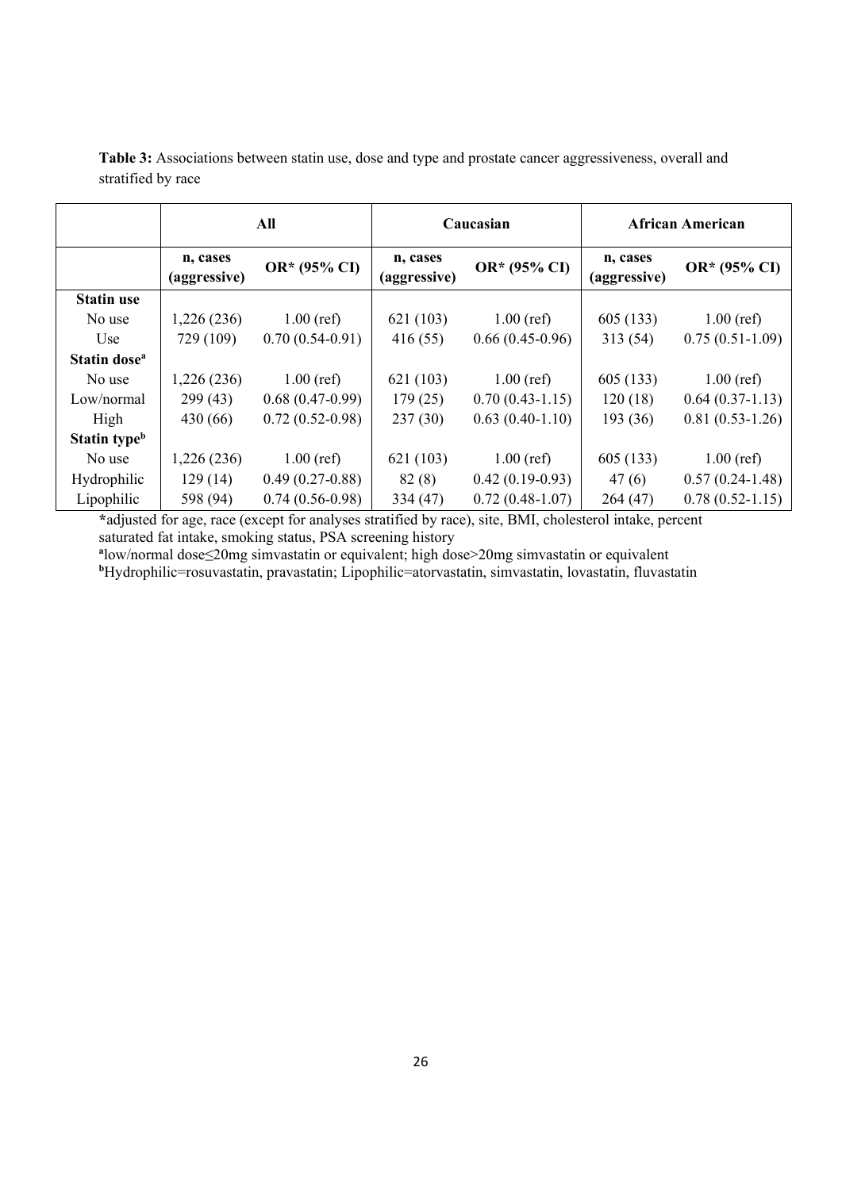**Table 3:** Associations between statin use, dose and type and prostate cancer aggressiveness, overall and stratified by race

| | All | | Caucasian | | African American | |
|---|---|---|---|---|---|---|
| | n, cases (aggressive) | OR* (95% CI) | n, cases (aggressive) | OR* (95% CI) | n, cases (aggressive) | OR* (95% CI) |
| **Statin use** | | | | | | |
| No use | 1,226 (236) | 1.00 (ref) | 621 (103) | 1.00 (ref) | 605 (133) | 1.00 (ref) |
| Use | 729 (109) | 0.70 (0.54-0.91) | 416 (55) | 0.66 (0.45-0.96) | 313 (54) | 0.75 (0.51-1.09) |
| **Statin dose[a]** | | | | | | |
| No use | 1,226 (236) | 1.00 (ref) | 621 (103) | 1.00 (ref) | 605 (133) | 1.00 (ref) |
| Low/normal | 299 (43) | 0.68 (0.47-0.99) | 179 (25) | 0.70 (0.43-1.15) | 120 (18) | 0.64 (0.37-1.13) |
| High | 430 (66) | 0.72 (0.52-0.98) | 237 (30) | 0.63 (0.40-1.10) | 193 (36) | 0.81 (0.53-1.26) |
| **Statin type[b]** | | | | | | |
| No use | 1,226 (236) | 1.00 (ref) | 621 (103) | 1.00 (ref) | 605 (133) | 1.00 (ref) |
| Hydrophilic | 129 (14) | 0.49 (0.27-0.88) | 82 (8) | 0.42 (0.19-0.93) | 47 (6) | 0.57 (0.24-1.48) |
| Lipophilic | 598 (94) | 0.74 (0.56-0.98) | 334 (47) | 0.72 (0.48-1.07) | 264 (47) | 0.78 (0.52-1.15) |

*adjusted for age, race (except for analyses stratified by race), site, BMI, cholesterol intake, percent saturated fat intake, smoking status, PSA screening history

[a]low/normal dose≤20mg simvastatin or equivalent; high dose>20mg simvastatin or equivalent

[b]Hydrophilic=rosuvastatin, pravastatin; Lipophilic=atorvastatin, simvastatin, lovastatin, fluvastatin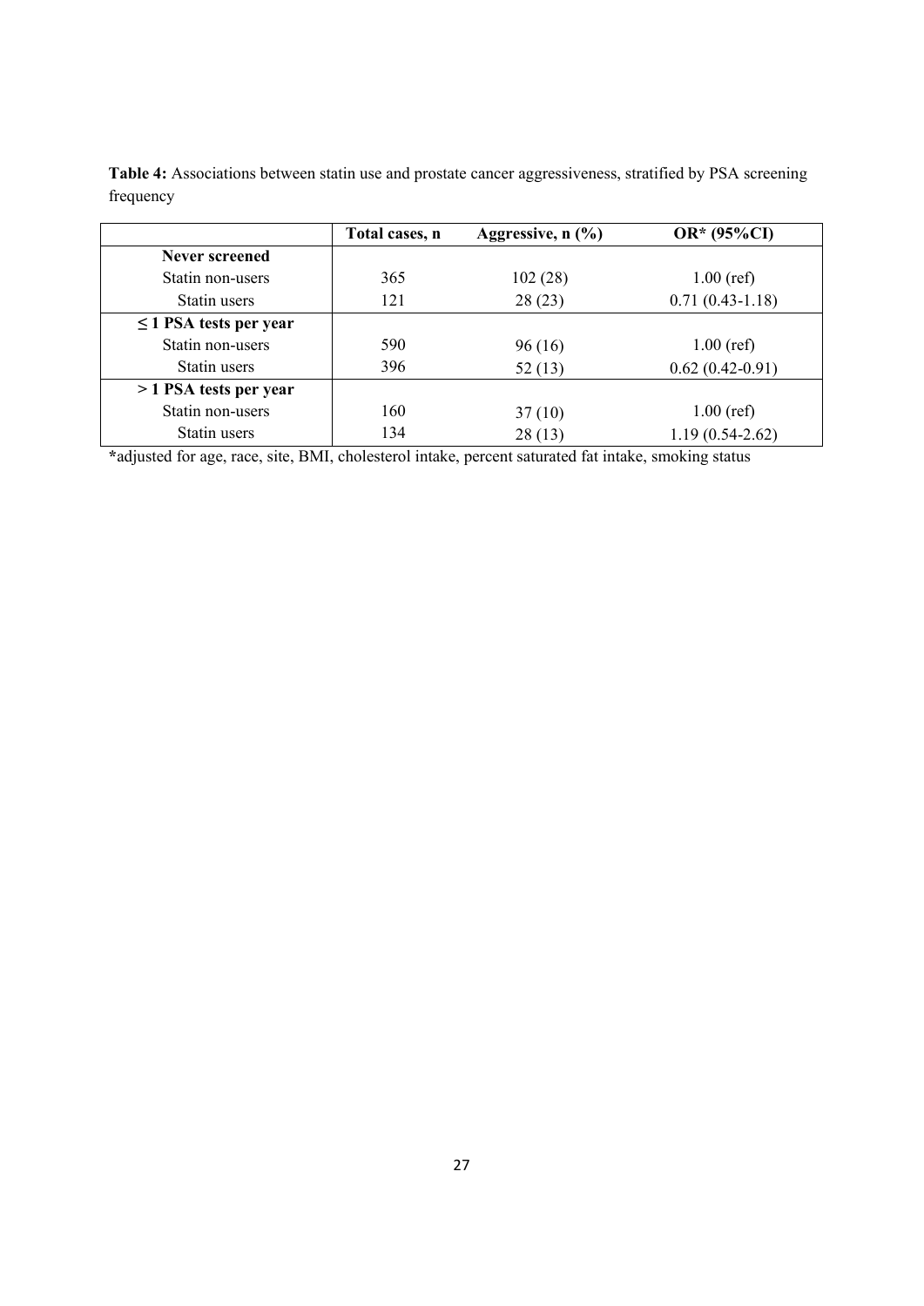**Table 4:** Associations between statin use and prostate cancer aggressiveness, stratified by PSA screening frequency

| | Total cases, n | Aggressive, n (%) | OR* (95%CI) |
|---|---|---|---|
| **Never screened** | | | |
| Statin non-users | 365 | 102 (28) | 1.00 (ref) |
| Statin users | 121 | 28 (23) | 0.71 (0.43-1.18) |
| **≤ 1 PSA tests per year** | | | |
| Statin non-users | 590 | 96 (16) | 1.00 (ref) |
| Statin users | 396 | 52 (13) | 0.62 (0.42-0.91) |
| **> 1 PSA tests per year** | | | |
| Statin non-users | 160 | 37 (10) | 1.00 (ref) |
| Statin users | 134 | 28 (13) | 1.19 (0.54-2.62) |

*adjusted for age, race, site, BMI, cholesterol intake, percent saturated fat intake, smoking status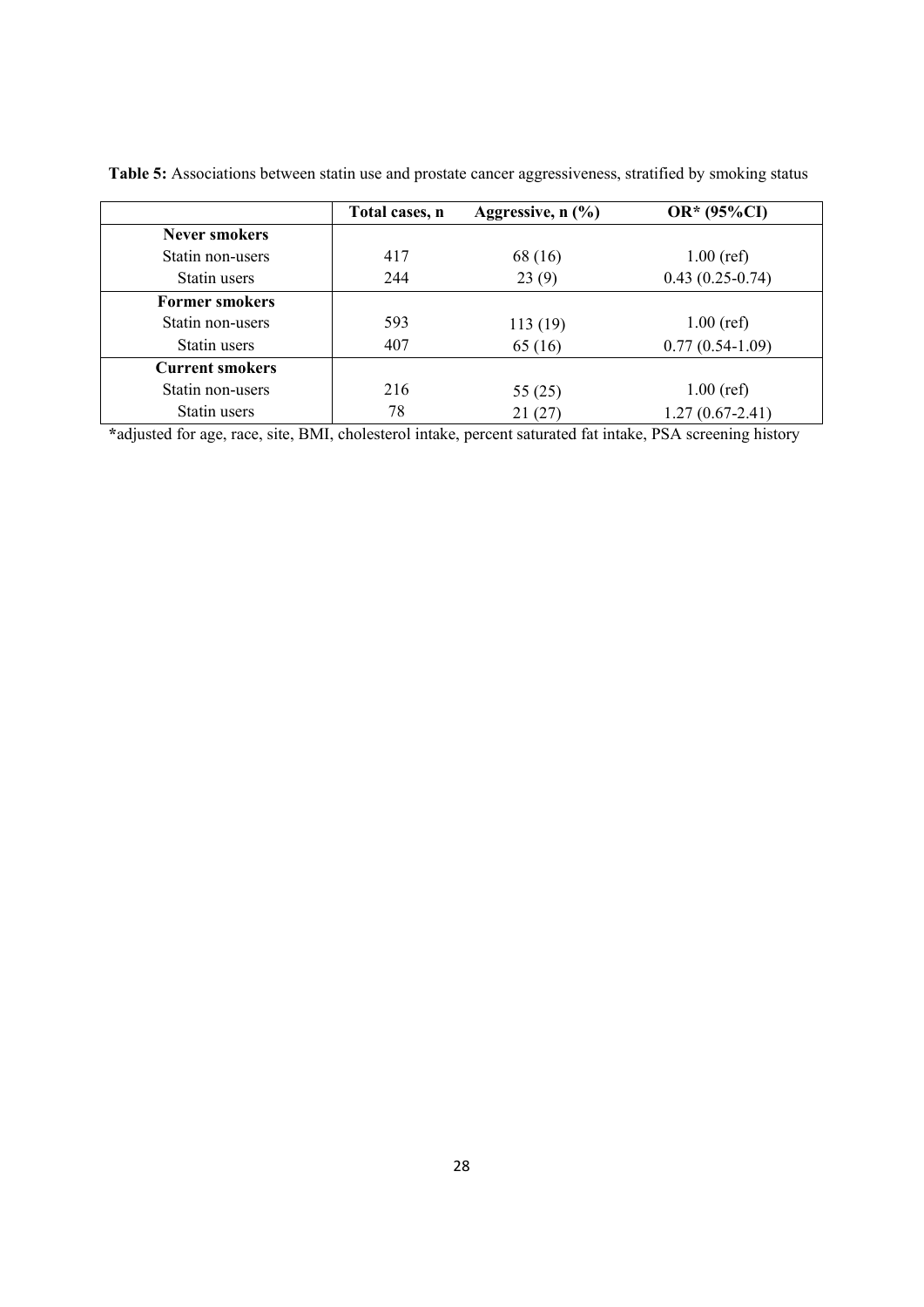**Table 5:** Associations between statin use and prostate cancer aggressiveness, stratified by smoking status

| | Total cases, n | Aggressive, n (%) | OR* (95%CI) |
|---|---|---|---|
| **Never smokers** | | | |
| Statin non-users | 417 | 68 (16) | 1.00 (ref) |
| Statin users | 244 | 23 (9) | 0.43 (0.25-0.74) |
| **Former smokers** | | | |
| Statin non-users | 593 | 113 (19) | 1.00 (ref) |
| Statin users | 407 | 65 (16) | 0.77 (0.54-1.09) |
| **Current smokers** | | | |
| Statin non-users | 216 | 55 (25) | 1.00 (ref) |
| Statin users | 78 | 21 (27) | 1.27 (0.67-2.41) |

*adjusted for age, race, site, BMI, cholesterol intake, percent saturated fat intake, PSA screening history